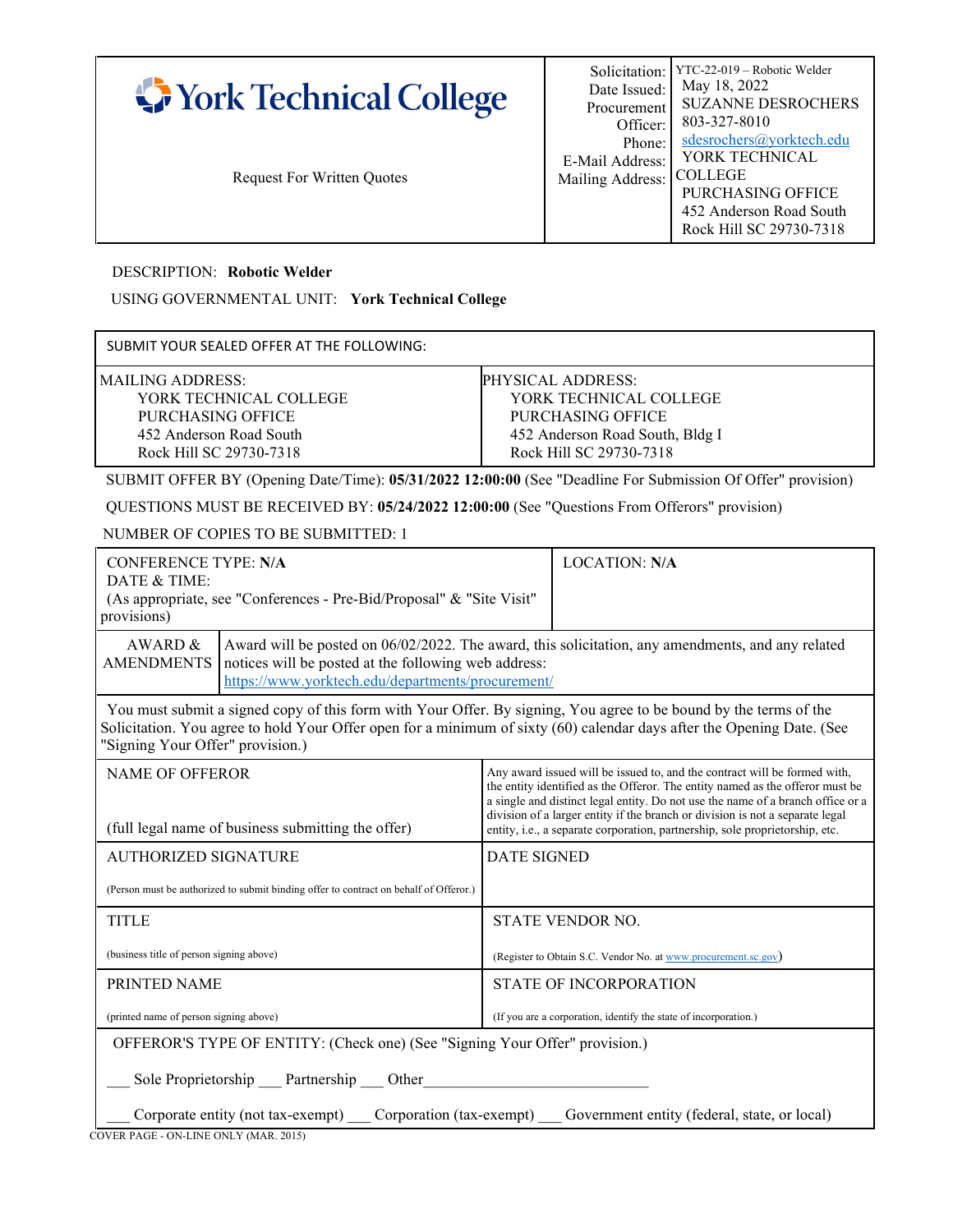# York Technical College

Request For Written Quotes

| | |
|---|---|
| Solicitation: | YTC-22-019 – Robotic Welder |
| Date Issued: | May 18, 2022 |
| Procurement Officer: | SUZANNE DESROCHERS |
| Phone: | 803-327-8010 |
| E-Mail Address: | sdesrochers@yorktech.edu |
| Mailing Address: | YORK TECHNICAL COLLEGE PURCHASING OFFICE 452 Anderson Road South Rock Hill SC 29730-7318 |

DESCRIPTION: **Robotic Welder**

USING GOVERNMENTAL UNIT: **York Technical College**

| SUBMIT YOUR SEALED OFFER AT THE FOLLOWING: | |
|---|---|
| MAILING ADDRESS:<br>YORK TECHNICAL COLLEGE<br>PURCHASING OFFICE<br>452 Anderson Road South<br>Rock Hill SC 29730-7318 | PHYSICAL ADDRESS:<br>YORK TECHNICAL COLLEGE<br>PURCHASING OFFICE<br>452 Anderson Road South, Bldg I<br>Rock Hill SC 29730-7318 |

SUBMIT OFFER BY (Opening Date/Time): **05/31/2022 12:00:00** (See "Deadline For Submission Of Offer" provision)

QUESTIONS MUST BE RECEIVED BY: **05/24/2022 12:00:00** (See "Questions From Offerors" provision)

NUMBER OF COPIES TO BE SUBMITTED: 1

| | |
|---|---|
| CONFERENCE TYPE: **N/A**<br>DATE & TIME:<br>(As appropriate, see "Conferences - Pre-Bid/Proposal" & "Site Visit" provisions) | LOCATION: **N/A** |
| AWARD & AMENDMENTS | Award will be posted on 06/02/2022. The award, this solicitation, any amendments, and any related notices will be posted at the following web address: https://www.yorktech.edu/departments/procurement/ |

You must submit a signed copy of this form with Your Offer. By signing, You agree to be bound by the terms of the Solicitation. You agree to hold Your Offer open for a minimum of sixty (60) calendar days after the Opening Date. (See "Signing Your Offer" provision.)

| | |
|---|---|
| NAME OF OFFEROR<br><br>(full legal name of business submitting the offer) | Any award issued will be issued to, and the contract will be formed with, the entity identified as the Offeror. The entity named as the offeror must be a single and distinct legal entity. Do not use the name of a branch office or a division of a larger entity if the branch or division is not a separate legal entity, i.e., a separate corporation, partnership, sole proprietorship, etc. |
| AUTHORIZED SIGNATURE<br><br>(Person must be authorized to submit binding offer to contract on behalf of Offeror.) | DATE SIGNED |
| TITLE<br><br>(business title of person signing above) | STATE VENDOR NO.<br><br>(Register to Obtain S.C. Vendor No. at www.procurement.sc.gov) |
| PRINTED NAME<br><br>(printed name of person signing above) | STATE OF INCORPORATION<br><br>(If you are a corporation, identify the state of incorporation.) |

OFFEROR'S TYPE OF ENTITY: (Check one) (See "Signing Your Offer" provision.)

___ Sole Proprietorship ___ Partnership ___ Other_____________________________

___ Corporate entity (not tax-exempt) ___ Corporation (tax-exempt) ___ Government entity (federal, state, or local)

COVER PAGE - ON-LINE ONLY (MAR. 2015)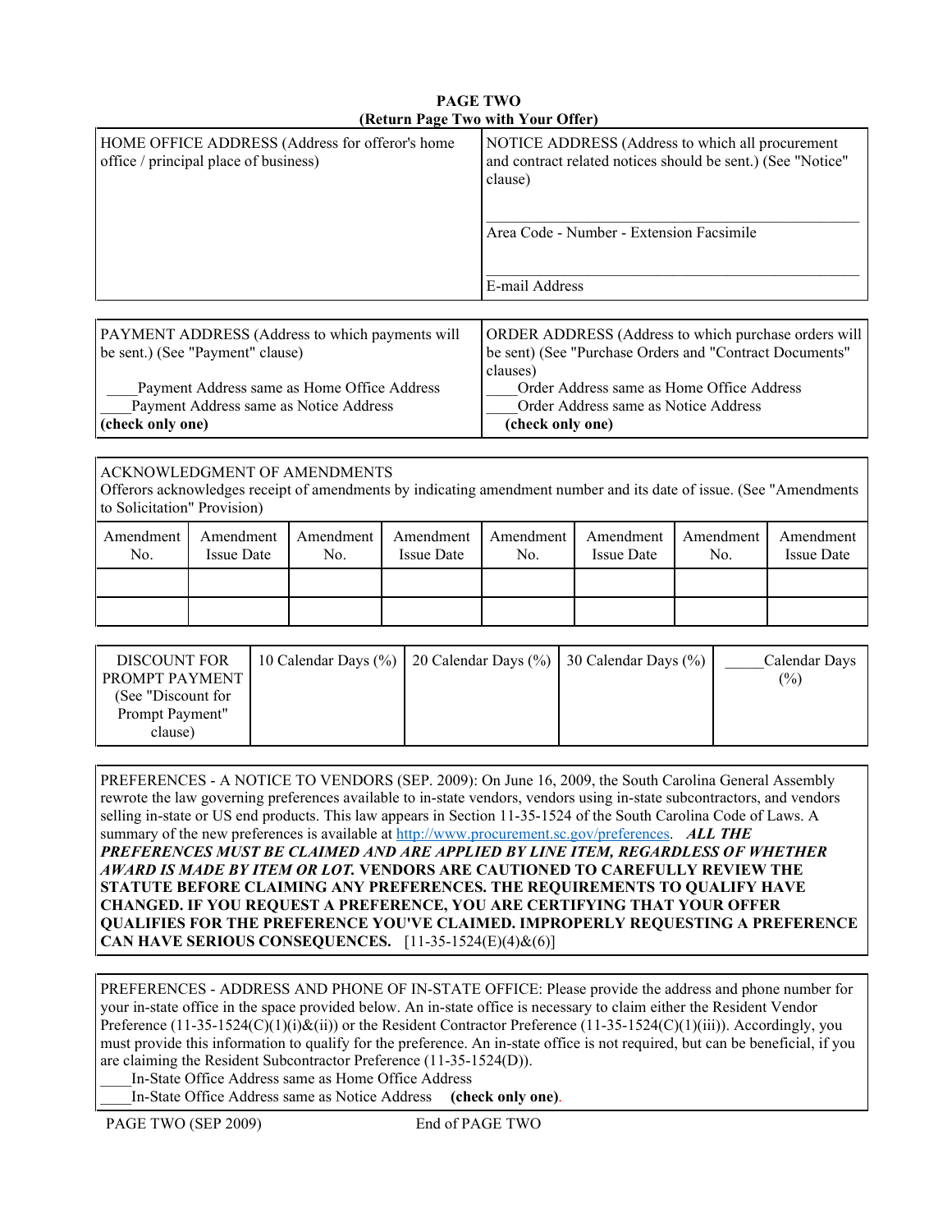**PAGE TWO**
**(Return Page Two with Your Offer)**

| HOME OFFICE ADDRESS (Address for offeror's home office / principal place of business) | NOTICE ADDRESS (Address to which all procurement and contract related notices should be sent.) (See "Notice" clause)<br><br>Area Code - Number - Extension Facsimile<br><br>E-mail Address |
|---|---|

| PAYMENT ADDRESS (Address to which payments will be sent.) (See "Payment" clause)<br>____Payment Address same as Home Office Address<br>____Payment Address same as Notice Address<br>**(check only one)** | ORDER ADDRESS (Address to which purchase orders will be sent) (See "Purchase Orders and "Contract Documents" clauses)<br>____Order Address same as Home Office Address<br>____Order Address same as Notice Address<br>**(check only one)** |
|---|---|

ACKNOWLEDGMENT OF AMENDMENTS
Offerors acknowledges receipt of amendments by indicating amendment number and its date of issue. (See "Amendments to Solicitation" Provision)

| Amendment No. | Amendment Issue Date | Amendment No. | Amendment Issue Date | Amendment No. | Amendment Issue Date | Amendment No. | Amendment Issue Date |
|---|---|---|---|---|---|---|---|
| | | | | | | | |
| | | | | | | | |

| DISCOUNT FOR PROMPT PAYMENT (See "Discount for Prompt Payment" clause) | 10 Calendar Days (%) | 20 Calendar Days (%) | 30 Calendar Days (%) | _____Calendar Days (%) |
|---|---|---|---|---|
| | | | | |

PREFERENCES - A NOTICE TO VENDORS (SEP. 2009): On June 16, 2009, the South Carolina General Assembly rewrote the law governing preferences available to in-state vendors, vendors using in-state subcontractors, and vendors selling in-state or US end products. This law appears in Section 11-35-1524 of the South Carolina Code of Laws. A summary of the new preferences is available at http://www.procurement.sc.gov/preferences. ***ALL THE PREFERENCES MUST BE CLAIMED AND ARE APPLIED BY LINE ITEM, REGARDLESS OF WHETHER AWARD IS MADE BY ITEM OR LOT.*** **VENDORS ARE CAUTIONED TO CAREFULLY REVIEW THE STATUTE BEFORE CLAIMING ANY PREFERENCES. THE REQUIREMENTS TO QUALIFY HAVE CHANGED. IF YOU REQUEST A PREFERENCE, YOU ARE CERTIFYING THAT YOUR OFFER QUALIFIES FOR THE PREFERENCE YOU'VE CLAIMED. IMPROPERLY REQUESTING A PREFERENCE CAN HAVE SERIOUS CONSEQUENCES.** [11-35-1524(E)(4)&(6)]

PREFERENCES - ADDRESS AND PHONE OF IN-STATE OFFICE: Please provide the address and phone number for your in-state office in the space provided below. An in-state office is necessary to claim either the Resident Vendor Preference (11-35-1524(C)(1)(i)&(ii)) or the Resident Contractor Preference (11-35-1524(C)(1)(iii)). Accordingly, you must provide this information to qualify for the preference. An in-state office is not required, but can be beneficial, if you are claiming the Resident Subcontractor Preference (11-35-1524(D)).
____In-State Office Address same as Home Office Address
____In-State Office Address same as Notice Address **(check only one)**.

PAGE TWO (SEP 2009) End of PAGE TWO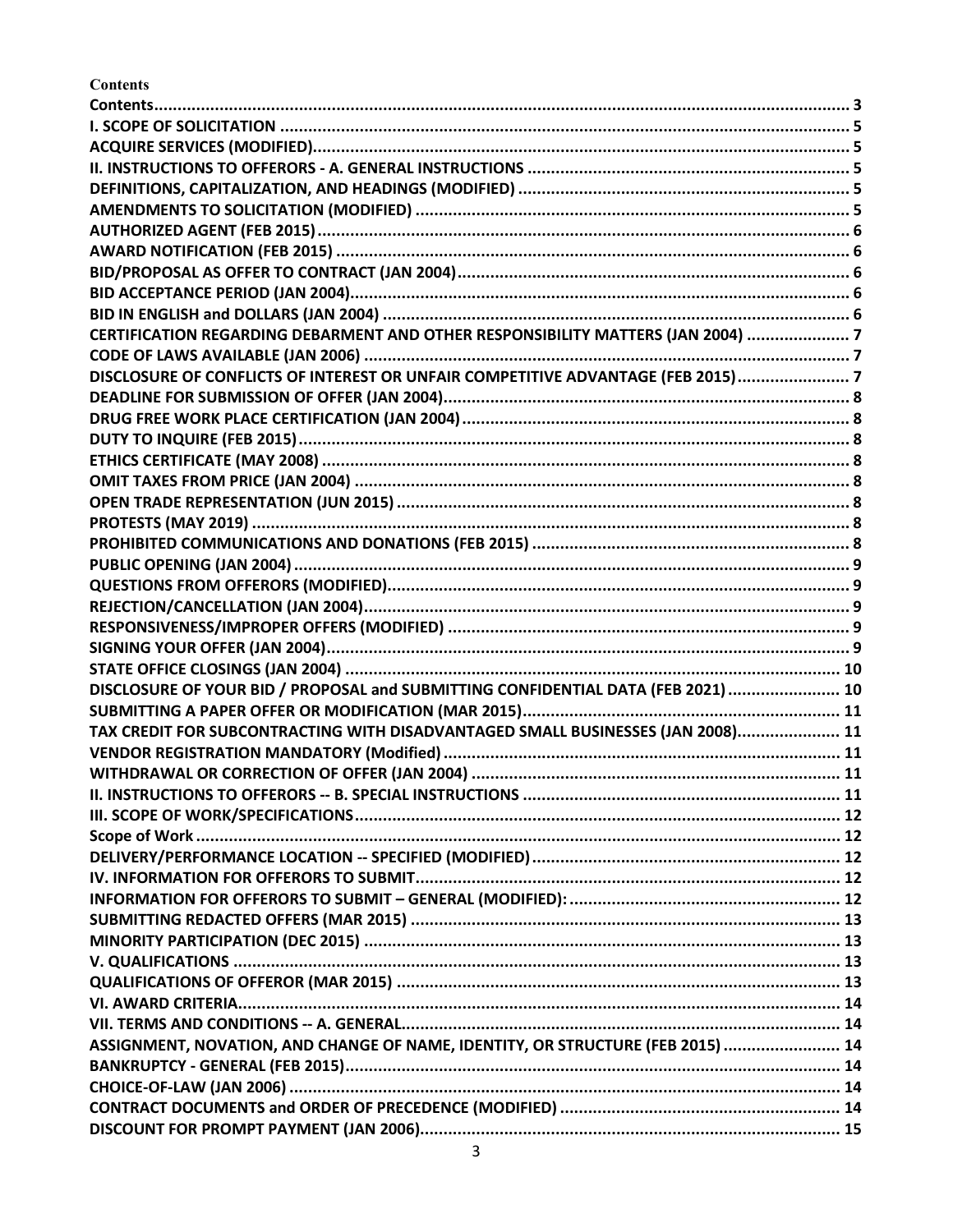**Contents**

| | |
|---|---|
| **Contents** | **3** |
| **I. SCOPE OF SOLICITATION** | **5** |
| **ACQUIRE SERVICES (MODIFIED)** | **5** |
| **II. INSTRUCTIONS TO OFFERORS - A. GENERAL INSTRUCTIONS** | **5** |
| **DEFINITIONS, CAPITALIZATION, AND HEADINGS (MODIFIED)** | **5** |
| **AMENDMENTS TO SOLICITATION (MODIFIED)** | **5** |
| **AUTHORIZED AGENT (FEB 2015)** | **6** |
| **AWARD NOTIFICATION (FEB 2015)** | **6** |
| **BID/PROPOSAL AS OFFER TO CONTRACT (JAN 2004)** | **6** |
| **BID ACCEPTANCE PERIOD (JAN 2004)** | **6** |
| **BID IN ENGLISH and DOLLARS (JAN 2004)** | **6** |
| **CERTIFICATION REGARDING DEBARMENT AND OTHER RESPONSIBILITY MATTERS (JAN 2004)** | **7** |
| **CODE OF LAWS AVAILABLE (JAN 2006)** | **7** |
| **DISCLOSURE OF CONFLICTS OF INTEREST OR UNFAIR COMPETITIVE ADVANTAGE (FEB 2015)** | **7** |
| **DEADLINE FOR SUBMISSION OF OFFER (JAN 2004)** | **8** |
| **DRUG FREE WORK PLACE CERTIFICATION (JAN 2004)** | **8** |
| **DUTY TO INQUIRE (FEB 2015)** | **8** |
| **ETHICS CERTIFICATE (MAY 2008)** | **8** |
| **OMIT TAXES FROM PRICE (JAN 2004)** | **8** |
| **OPEN TRADE REPRESENTATION (JUN 2015)** | **8** |
| **PROTESTS (MAY 2019)** | **8** |
| **PROHIBITED COMMUNICATIONS AND DONATIONS (FEB 2015)** | **8** |
| **PUBLIC OPENING (JAN 2004)** | **9** |
| **QUESTIONS FROM OFFERORS (MODIFIED)** | **9** |
| **REJECTION/CANCELLATION (JAN 2004)** | **9** |
| **RESPONSIVENESS/IMPROPER OFFERS (MODIFIED)** | **9** |
| **SIGNING YOUR OFFER (JAN 2004)** | **9** |
| **STATE OFFICE CLOSINGS (JAN 2004)** | **10** |
| **DISCLOSURE OF YOUR BID / PROPOSAL and SUBMITTING CONFIDENTIAL DATA (FEB 2021)** | **10** |
| **SUBMITTING A PAPER OFFER OR MODIFICATION (MAR 2015)** | **11** |
| **TAX CREDIT FOR SUBCONTRACTING WITH DISADVANTAGED SMALL BUSINESSES (JAN 2008)** | **11** |
| **VENDOR REGISTRATION MANDATORY (Modified)** | **11** |
| **WITHDRAWAL OR CORRECTION OF OFFER (JAN 2004)** | **11** |
| **II. INSTRUCTIONS TO OFFERORS -- B. SPECIAL INSTRUCTIONS** | **11** |
| **III. SCOPE OF WORK/SPECIFICATIONS** | **12** |
| **Scope of Work** | **12** |
| **DELIVERY/PERFORMANCE LOCATION -- SPECIFIED (MODIFIED)** | **12** |
| **IV. INFORMATION FOR OFFERORS TO SUBMIT** | **12** |
| **INFORMATION FOR OFFERORS TO SUBMIT – GENERAL (MODIFIED):** | **12** |
| **SUBMITTING REDACTED OFFERS (MAR 2015)** | **13** |
| **MINORITY PARTICIPATION (DEC 2015)** | **13** |
| **V. QUALIFICATIONS** | **13** |
| **QUALIFICATIONS OF OFFEROR (MAR 2015)** | **13** |
| **VI. AWARD CRITERIA** | **14** |
| **VII. TERMS AND CONDITIONS -- A. GENERAL** | **14** |
| **ASSIGNMENT, NOVATION, AND CHANGE OF NAME, IDENTITY, OR STRUCTURE (FEB 2015)** | **14** |
| **BANKRUPTCY - GENERAL (FEB 2015)** | **14** |
| **CHOICE-OF-LAW (JAN 2006)** | **14** |
| **CONTRACT DOCUMENTS and ORDER OF PRECEDENCE (MODIFIED)** | **14** |
| **DISCOUNT FOR PROMPT PAYMENT (JAN 2006)** | **15** |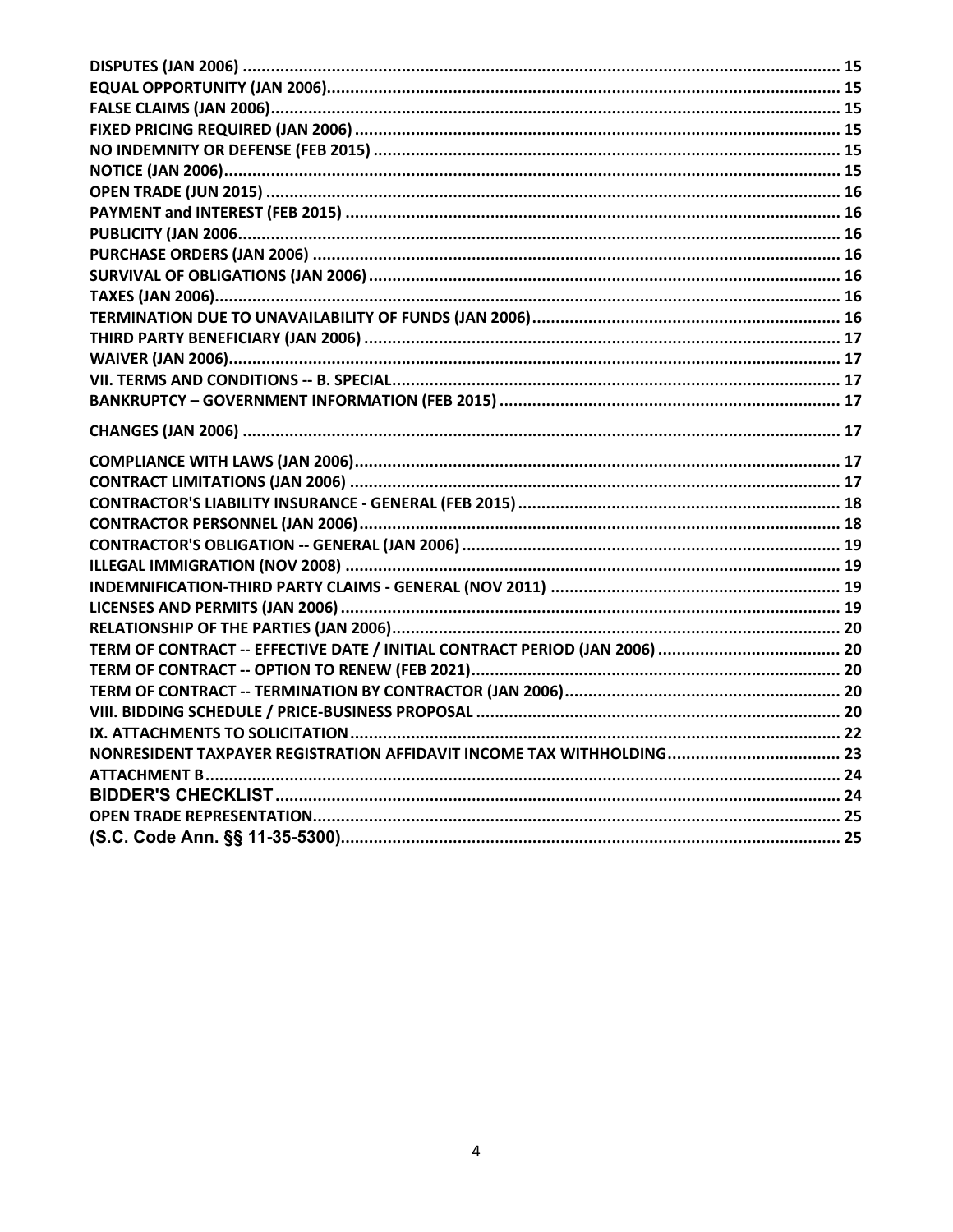**DISPUTES (JAN 2006)** ........ 15
**EQUAL OPPORTUNITY (JAN 2006)** ........ 15
**FALSE CLAIMS (JAN 2006)** ........ 15
**FIXED PRICING REQUIRED (JAN 2006)** ........ 15
**NO INDEMNITY OR DEFENSE (FEB 2015)** ........ 15
**NOTICE (JAN 2006)** ........ 15
**OPEN TRADE (JUN 2015)** ........ 16
**PAYMENT and INTEREST (FEB 2015)** ........ 16
**PUBLICITY (JAN 2006** ........ 16
**PURCHASE ORDERS (JAN 2006)** ........ 16
**SURVIVAL OF OBLIGATIONS (JAN 2006)** ........ 16
**TAXES (JAN 2006)** ........ 16
**TERMINATION DUE TO UNAVAILABILITY OF FUNDS (JAN 2006)** ........ 16
**THIRD PARTY BENEFICIARY (JAN 2006)** ........ 17
**WAIVER (JAN 2006)** ........ 17
**VII. TERMS AND CONDITIONS -- B. SPECIAL** ........ 17
**BANKRUPTCY – GOVERNMENT INFORMATION (FEB 2015)** ........ 17
**CHANGES (JAN 2006)** ........ 17
**COMPLIANCE WITH LAWS (JAN 2006)** ........ 17
**CONTRACT LIMITATIONS (JAN 2006)** ........ 17
**CONTRACTOR'S LIABILITY INSURANCE - GENERAL (FEB 2015)** ........ 18
**CONTRACTOR PERSONNEL (JAN 2006)** ........ 18
**CONTRACTOR'S OBLIGATION -- GENERAL (JAN 2006)** ........ 19
**ILLEGAL IMMIGRATION (NOV 2008)** ........ 19
**INDEMNIFICATION-THIRD PARTY CLAIMS - GENERAL (NOV 2011)** ........ 19
**LICENSES AND PERMITS (JAN 2006)** ........ 19
**RELATIONSHIP OF THE PARTIES (JAN 2006)** ........ 20
**TERM OF CONTRACT -- EFFECTIVE DATE / INITIAL CONTRACT PERIOD (JAN 2006)** ........ 20
**TERM OF CONTRACT -- OPTION TO RENEW (FEB 2021)** ........ 20
**TERM OF CONTRACT -- TERMINATION BY CONTRACTOR (JAN 2006)** ........ 20
**VIII. BIDDING SCHEDULE / PRICE-BUSINESS PROPOSAL** ........ 20
**IX. ATTACHMENTS TO SOLICITATION** ........ 22
**NONRESIDENT TAXPAYER REGISTRATION AFFIDAVIT INCOME TAX WITHHOLDING** ........ 23
**ATTACHMENT B** ........ 24
**BIDDER'S CHECKLIST** ........ 24
**OPEN TRADE REPRESENTATION** ........ 25
**(S.C. Code Ann. §§ 11-35-5300)** ........ 25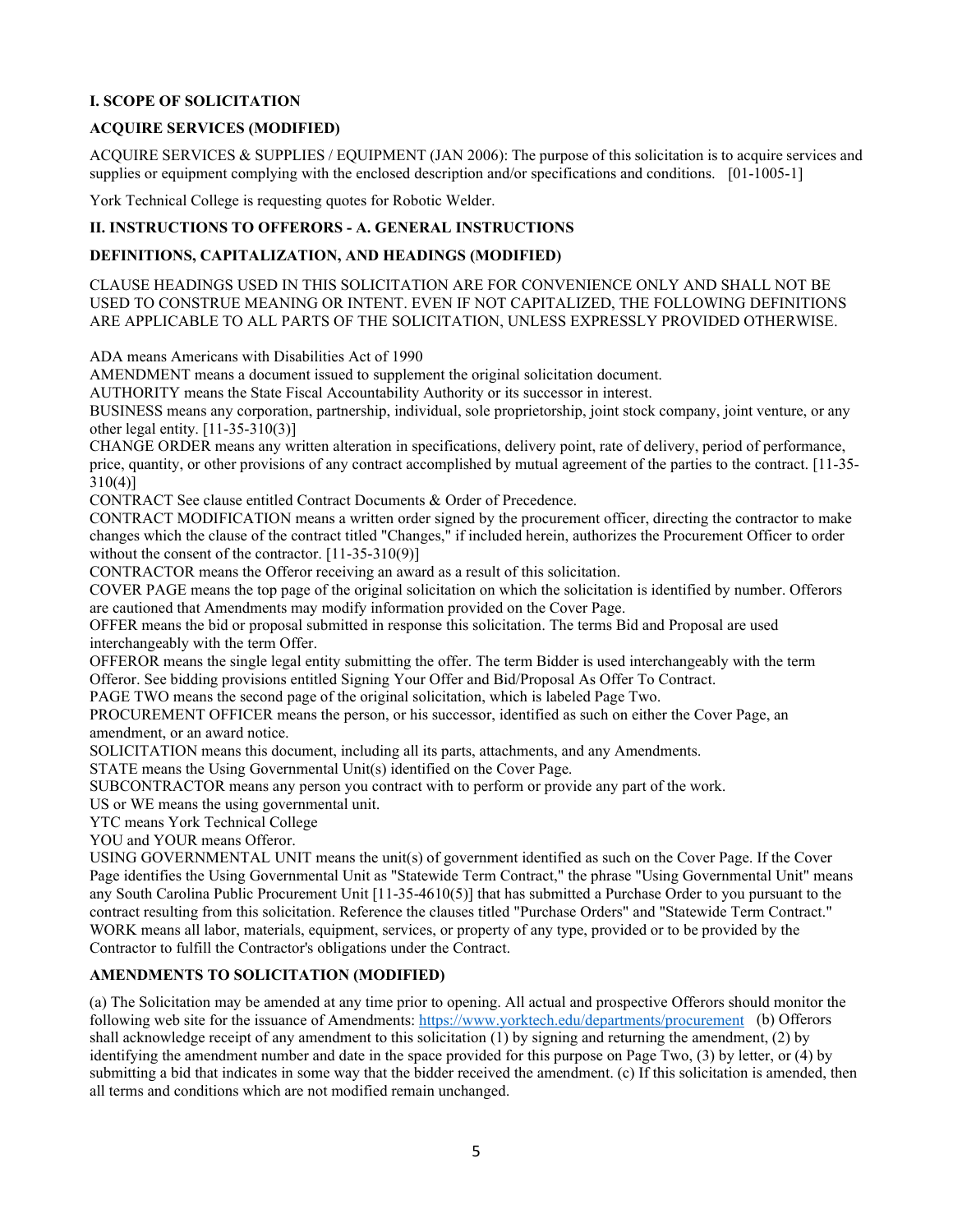**I. SCOPE OF SOLICITATION**

**ACQUIRE SERVICES (MODIFIED)**

ACQUIRE SERVICES & SUPPLIES / EQUIPMENT (JAN 2006): The purpose of this solicitation is to acquire services and supplies or equipment complying with the enclosed description and/or specifications and conditions. [01-1005-1]

York Technical College is requesting quotes for Robotic Welder.

**II. INSTRUCTIONS TO OFFERORS - A. GENERAL INSTRUCTIONS**

**DEFINITIONS, CAPITALIZATION, AND HEADINGS (MODIFIED)**

CLAUSE HEADINGS USED IN THIS SOLICITATION ARE FOR CONVENIENCE ONLY AND SHALL NOT BE USED TO CONSTRUE MEANING OR INTENT. EVEN IF NOT CAPITALIZED, THE FOLLOWING DEFINITIONS ARE APPLICABLE TO ALL PARTS OF THE SOLICITATION, UNLESS EXPRESSLY PROVIDED OTHERWISE.

ADA means Americans with Disabilities Act of 1990
AMENDMENT means a document issued to supplement the original solicitation document.
AUTHORITY means the State Fiscal Accountability Authority or its successor in interest.
BUSINESS means any corporation, partnership, individual, sole proprietorship, joint stock company, joint venture, or any other legal entity. [11-35-310(3)]
CHANGE ORDER means any written alteration in specifications, delivery point, rate of delivery, period of performance, price, quantity, or other provisions of any contract accomplished by mutual agreement of the parties to the contract. [11-35-310(4)]
CONTRACT See clause entitled Contract Documents & Order of Precedence.
CONTRACT MODIFICATION means a written order signed by the procurement officer, directing the contractor to make changes which the clause of the contract titled "Changes," if included herein, authorizes the Procurement Officer to order without the consent of the contractor. [11-35-310(9)]
CONTRACTOR means the Offeror receiving an award as a result of this solicitation.
COVER PAGE means the top page of the original solicitation on which the solicitation is identified by number. Offerors are cautioned that Amendments may modify information provided on the Cover Page.
OFFER means the bid or proposal submitted in response this solicitation. The terms Bid and Proposal are used interchangeably with the term Offer.
OFFEROR means the single legal entity submitting the offer. The term Bidder is used interchangeably with the term Offeror. See bidding provisions entitled Signing Your Offer and Bid/Proposal As Offer To Contract.
PAGE TWO means the second page of the original solicitation, which is labeled Page Two.
PROCUREMENT OFFICER means the person, or his successor, identified as such on either the Cover Page, an amendment, or an award notice.
SOLICITATION means this document, including all its parts, attachments, and any Amendments.
STATE means the Using Governmental Unit(s) identified on the Cover Page.
SUBCONTRACTOR means any person you contract with to perform or provide any part of the work.
US or WE means the using governmental unit.
YTC means York Technical College
YOU and YOUR means Offeror.
USING GOVERNMENTAL UNIT means the unit(s) of government identified as such on the Cover Page. If the Cover Page identifies the Using Governmental Unit as "Statewide Term Contract," the phrase "Using Governmental Unit" means any South Carolina Public Procurement Unit [11-35-4610(5)] that has submitted a Purchase Order to you pursuant to the contract resulting from this solicitation. Reference the clauses titled "Purchase Orders" and "Statewide Term Contract."
WORK means all labor, materials, equipment, services, or property of any type, provided or to be provided by the Contractor to fulfill the Contractor's obligations under the Contract.

**AMENDMENTS TO SOLICITATION (MODIFIED)**

(a) The Solicitation may be amended at any time prior to opening. All actual and prospective Offerors should monitor the following web site for the issuance of Amendments: https://www.yorktech.edu/departments/procurement (b) Offerors shall acknowledge receipt of any amendment to this solicitation (1) by signing and returning the amendment, (2) by identifying the amendment number and date in the space provided for this purpose on Page Two, (3) by letter, or (4) by submitting a bid that indicates in some way that the bidder received the amendment. (c) If this solicitation is amended, then all terms and conditions which are not modified remain unchanged.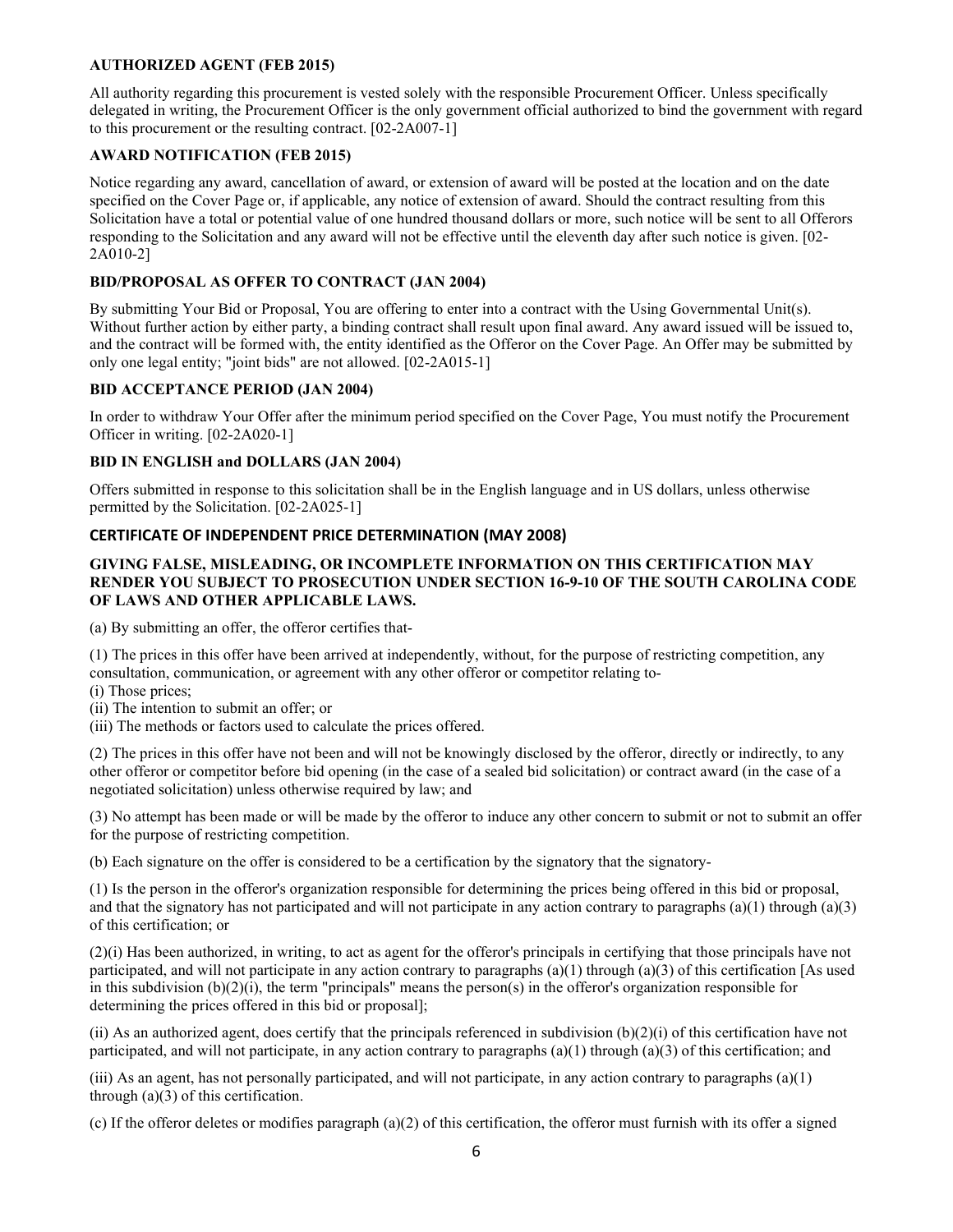### AUTHORIZED AGENT (FEB 2015)

All authority regarding this procurement is vested solely with the responsible Procurement Officer. Unless specifically delegated in writing, the Procurement Officer is the only government official authorized to bind the government with regard to this procurement or the resulting contract. [02-2A007-1]

### AWARD NOTIFICATION (FEB 2015)

Notice regarding any award, cancellation of award, or extension of award will be posted at the location and on the date specified on the Cover Page or, if applicable, any notice of extension of award. Should the contract resulting from this Solicitation have a total or potential value of one hundred thousand dollars or more, such notice will be sent to all Offerors responding to the Solicitation and any award will not be effective until the eleventh day after such notice is given. [02-2A010-2]

### BID/PROPOSAL AS OFFER TO CONTRACT (JAN 2004)

By submitting Your Bid or Proposal, You are offering to enter into a contract with the Using Governmental Unit(s). Without further action by either party, a binding contract shall result upon final award. Any award issued will be issued to, and the contract will be formed with, the entity identified as the Offeror on the Cover Page. An Offer may be submitted by only one legal entity; "joint bids" are not allowed. [02-2A015-1]

### BID ACCEPTANCE PERIOD (JAN 2004)

In order to withdraw Your Offer after the minimum period specified on the Cover Page, You must notify the Procurement Officer in writing. [02-2A020-1]

### BID IN ENGLISH and DOLLARS (JAN 2004)

Offers submitted in response to this solicitation shall be in the English language and in US dollars, unless otherwise permitted by the Solicitation. [02-2A025-1]

### CERTIFICATE OF INDEPENDENT PRICE DETERMINATION (MAY 2008)

**GIVING FALSE, MISLEADING, OR INCOMPLETE INFORMATION ON THIS CERTIFICATION MAY RENDER YOU SUBJECT TO PROSECUTION UNDER SECTION 16-9-10 OF THE SOUTH CAROLINA CODE OF LAWS AND OTHER APPLICABLE LAWS.**

(a) By submitting an offer, the offeror certifies that-

(1) The prices in this offer have been arrived at independently, without, for the purpose of restricting competition, any consultation, communication, or agreement with any other offeror or competitor relating to-
(i) Those prices;
(ii) The intention to submit an offer; or
(iii) The methods or factors used to calculate the prices offered.

(2) The prices in this offer have not been and will not be knowingly disclosed by the offeror, directly or indirectly, to any other offeror or competitor before bid opening (in the case of a sealed bid solicitation) or contract award (in the case of a negotiated solicitation) unless otherwise required by law; and

(3) No attempt has been made or will be made by the offeror to induce any other concern to submit or not to submit an offer for the purpose of restricting competition.

(b) Each signature on the offer is considered to be a certification by the signatory that the signatory-

(1) Is the person in the offeror's organization responsible for determining the prices being offered in this bid or proposal, and that the signatory has not participated and will not participate in any action contrary to paragraphs (a)(1) through (a)(3) of this certification; or

(2)(i) Has been authorized, in writing, to act as agent for the offeror's principals in certifying that those principals have not participated, and will not participate in any action contrary to paragraphs (a)(1) through (a)(3) of this certification [As used in this subdivision (b)(2)(i), the term "principals" means the person(s) in the offeror's organization responsible for determining the prices offered in this bid or proposal];

(ii) As an authorized agent, does certify that the principals referenced in subdivision (b)(2)(i) of this certification have not participated, and will not participate, in any action contrary to paragraphs (a)(1) through (a)(3) of this certification; and

(iii) As an agent, has not personally participated, and will not participate, in any action contrary to paragraphs (a)(1) through (a)(3) of this certification.

(c) If the offeror deletes or modifies paragraph (a)(2) of this certification, the offeror must furnish with its offer a signed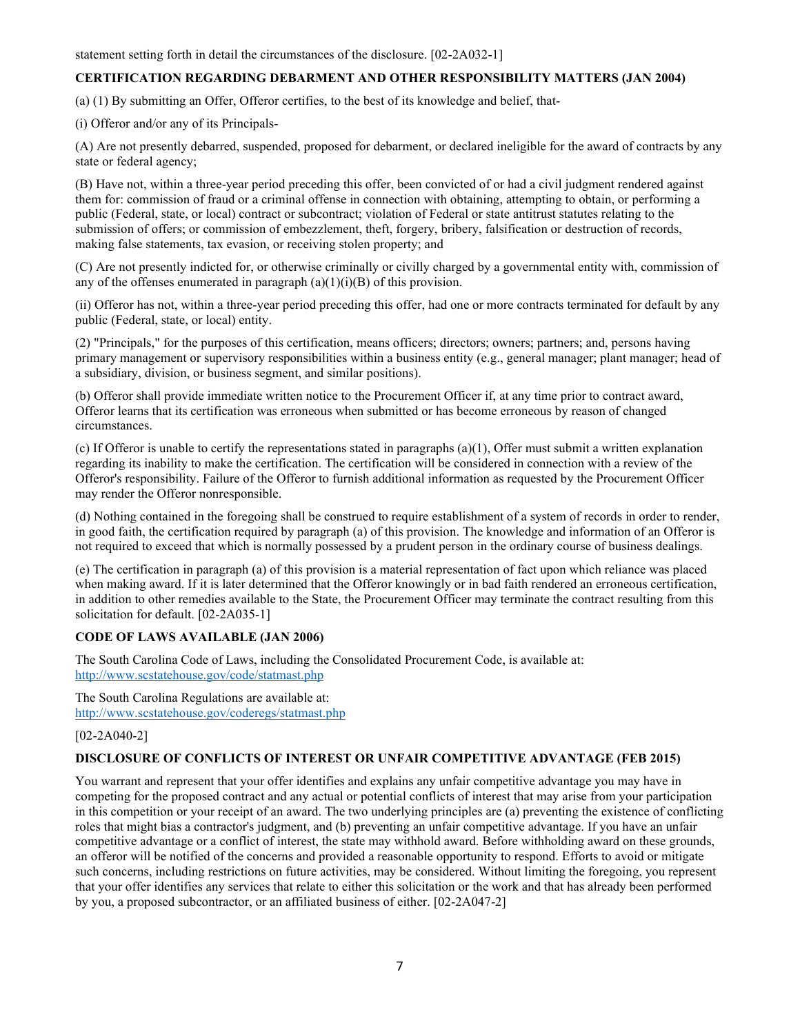statement setting forth in detail the circumstances of the disclosure. [02-2A032-1]

**CERTIFICATION REGARDING DEBARMENT AND OTHER RESPONSIBILITY MATTERS (JAN 2004)**

(a) (1) By submitting an Offer, Offeror certifies, to the best of its knowledge and belief, that-

(i) Offeror and/or any of its Principals-

(A) Are not presently debarred, suspended, proposed for debarment, or declared ineligible for the award of contracts by any state or federal agency;

(B) Have not, within a three-year period preceding this offer, been convicted of or had a civil judgment rendered against them for: commission of fraud or a criminal offense in connection with obtaining, attempting to obtain, or performing a public (Federal, state, or local) contract or subcontract; violation of Federal or state antitrust statutes relating to the submission of offers; or commission of embezzlement, theft, forgery, bribery, falsification or destruction of records, making false statements, tax evasion, or receiving stolen property; and

(C) Are not presently indicted for, or otherwise criminally or civilly charged by a governmental entity with, commission of any of the offenses enumerated in paragraph (a)(1)(i)(B) of this provision.

(ii) Offeror has not, within a three-year period preceding this offer, had one or more contracts terminated for default by any public (Federal, state, or local) entity.

(2) "Principals," for the purposes of this certification, means officers; directors; owners; partners; and, persons having primary management or supervisory responsibilities within a business entity (e.g., general manager; plant manager; head of a subsidiary, division, or business segment, and similar positions).

(b) Offeror shall provide immediate written notice to the Procurement Officer if, at any time prior to contract award, Offeror learns that its certification was erroneous when submitted or has become erroneous by reason of changed circumstances.

(c) If Offeror is unable to certify the representations stated in paragraphs (a)(1), Offer must submit a written explanation regarding its inability to make the certification. The certification will be considered in connection with a review of the Offeror's responsibility. Failure of the Offeror to furnish additional information as requested by the Procurement Officer may render the Offeror nonresponsible.

(d) Nothing contained in the foregoing shall be construed to require establishment of a system of records in order to render, in good faith, the certification required by paragraph (a) of this provision. The knowledge and information of an Offeror is not required to exceed that which is normally possessed by a prudent person in the ordinary course of business dealings.

(e) The certification in paragraph (a) of this provision is a material representation of fact upon which reliance was placed when making award. If it is later determined that the Offeror knowingly or in bad faith rendered an erroneous certification, in addition to other remedies available to the State, the Procurement Officer may terminate the contract resulting from this solicitation for default. [02-2A035-1]

**CODE OF LAWS AVAILABLE (JAN 2006)**

The South Carolina Code of Laws, including the Consolidated Procurement Code, is available at:
http://www.scstatehouse.gov/code/statmast.php

The South Carolina Regulations are available at:
http://www.scstatehouse.gov/coderegs/statmast.php

[02-2A040-2]

**DISCLOSURE OF CONFLICTS OF INTEREST OR UNFAIR COMPETITIVE ADVANTAGE (FEB 2015)**

You warrant and represent that your offer identifies and explains any unfair competitive advantage you may have in competing for the proposed contract and any actual or potential conflicts of interest that may arise from your participation in this competition or your receipt of an award. The two underlying principles are (a) preventing the existence of conflicting roles that might bias a contractor's judgment, and (b) preventing an unfair competitive advantage. If you have an unfair competitive advantage or a conflict of interest, the state may withhold award. Before withholding award on these grounds, an offeror will be notified of the concerns and provided a reasonable opportunity to respond. Efforts to avoid or mitigate such concerns, including restrictions on future activities, may be considered. Without limiting the foregoing, you represent that your offer identifies any services that relate to either this solicitation or the work and that has already been performed by you, a proposed subcontractor, or an affiliated business of either. [02-2A047-2]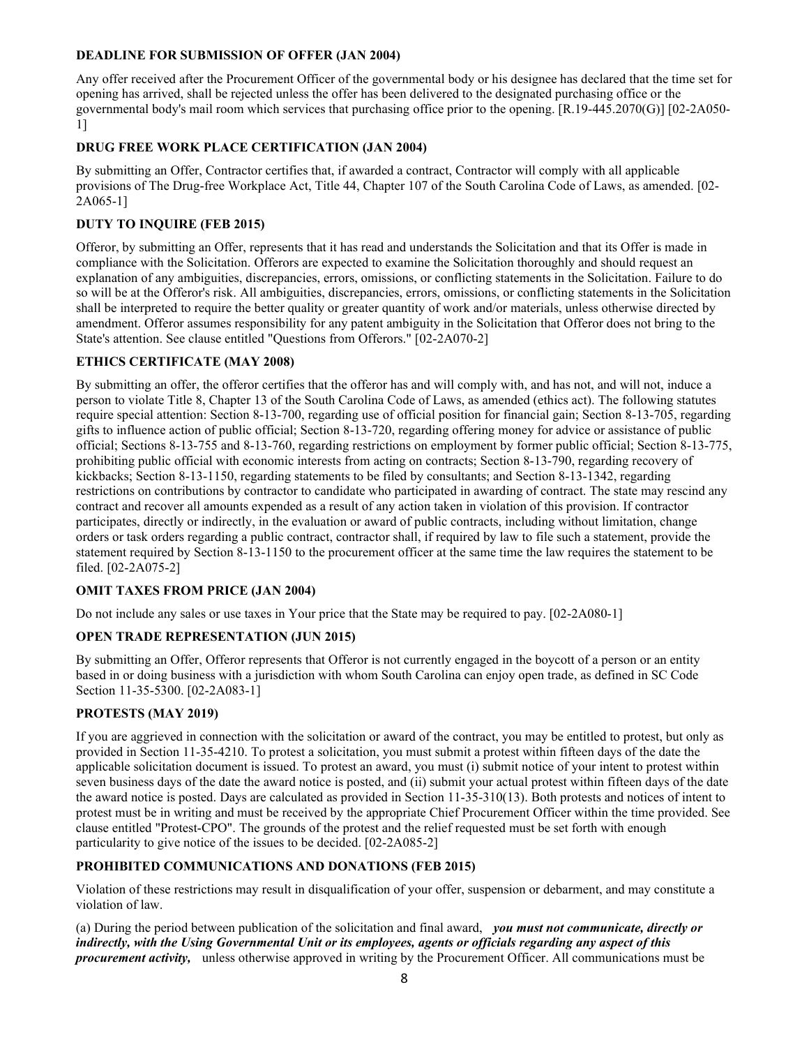**DEADLINE FOR SUBMISSION OF OFFER (JAN 2004)**

Any offer received after the Procurement Officer of the governmental body or his designee has declared that the time set for opening has arrived, shall be rejected unless the offer has been delivered to the designated purchasing office or the governmental body's mail room which services that purchasing office prior to the opening. [R.19-445.2070(G)] [02-2A050-1]

**DRUG FREE WORK PLACE CERTIFICATION (JAN 2004)**

By submitting an Offer, Contractor certifies that, if awarded a contract, Contractor will comply with all applicable provisions of The Drug-free Workplace Act, Title 44, Chapter 107 of the South Carolina Code of Laws, as amended. [02-2A065-1]

**DUTY TO INQUIRE (FEB 2015)**

Offeror, by submitting an Offer, represents that it has read and understands the Solicitation and that its Offer is made in compliance with the Solicitation. Offerors are expected to examine the Solicitation thoroughly and should request an explanation of any ambiguities, discrepancies, errors, omissions, or conflicting statements in the Solicitation. Failure to do so will be at the Offeror's risk. All ambiguities, discrepancies, errors, omissions, or conflicting statements in the Solicitation shall be interpreted to require the better quality or greater quantity of work and/or materials, unless otherwise directed by amendment. Offeror assumes responsibility for any patent ambiguity in the Solicitation that Offeror does not bring to the State's attention. See clause entitled "Questions from Offerors." [02-2A070-2]

**ETHICS CERTIFICATE (MAY 2008)**

By submitting an offer, the offeror certifies that the offeror has and will comply with, and has not, and will not, induce a person to violate Title 8, Chapter 13 of the South Carolina Code of Laws, as amended (ethics act). The following statutes require special attention: Section 8-13-700, regarding use of official position for financial gain; Section 8-13-705, regarding gifts to influence action of public official; Section 8-13-720, regarding offering money for advice or assistance of public official; Sections 8-13-755 and 8-13-760, regarding restrictions on employment by former public official; Section 8-13-775, prohibiting public official with economic interests from acting on contracts; Section 8-13-790, regarding recovery of kickbacks; Section 8-13-1150, regarding statements to be filed by consultants; and Section 8-13-1342, regarding restrictions on contributions by contractor to candidate who participated in awarding of contract. The state may rescind any contract and recover all amounts expended as a result of any action taken in violation of this provision. If contractor participates, directly or indirectly, in the evaluation or award of public contracts, including without limitation, change orders or task orders regarding a public contract, contractor shall, if required by law to file such a statement, provide the statement required by Section 8-13-1150 to the procurement officer at the same time the law requires the statement to be filed. [02-2A075-2]

**OMIT TAXES FROM PRICE (JAN 2004)**

Do not include any sales or use taxes in Your price that the State may be required to pay. [02-2A080-1]

**OPEN TRADE REPRESENTATION (JUN 2015)**

By submitting an Offer, Offeror represents that Offeror is not currently engaged in the boycott of a person or an entity based in or doing business with a jurisdiction with whom South Carolina can enjoy open trade, as defined in SC Code Section 11-35-5300. [02-2A083-1]

**PROTESTS (MAY 2019)**

If you are aggrieved in connection with the solicitation or award of the contract, you may be entitled to protest, but only as provided in Section 11-35-4210. To protest a solicitation, you must submit a protest within fifteen days of the date the applicable solicitation document is issued. To protest an award, you must (i) submit notice of your intent to protest within seven business days of the date the award notice is posted, and (ii) submit your actual protest within fifteen days of the date the award notice is posted. Days are calculated as provided in Section 11-35-310(13). Both protests and notices of intent to protest must be in writing and must be received by the appropriate Chief Procurement Officer within the time provided. See clause entitled "Protest-CPO". The grounds of the protest and the relief requested must be set forth with enough particularity to give notice of the issues to be decided. [02-2A085-2]

**PROHIBITED COMMUNICATIONS AND DONATIONS (FEB 2015)**

Violation of these restrictions may result in disqualification of your offer, suspension or debarment, and may constitute a violation of law.

(a) During the period between publication of the solicitation and final award, ***you must not communicate, directly or indirectly, with the Using Governmental Unit or its employees, agents or officials regarding any aspect of this procurement activity,*** unless otherwise approved in writing by the Procurement Officer. All communications must be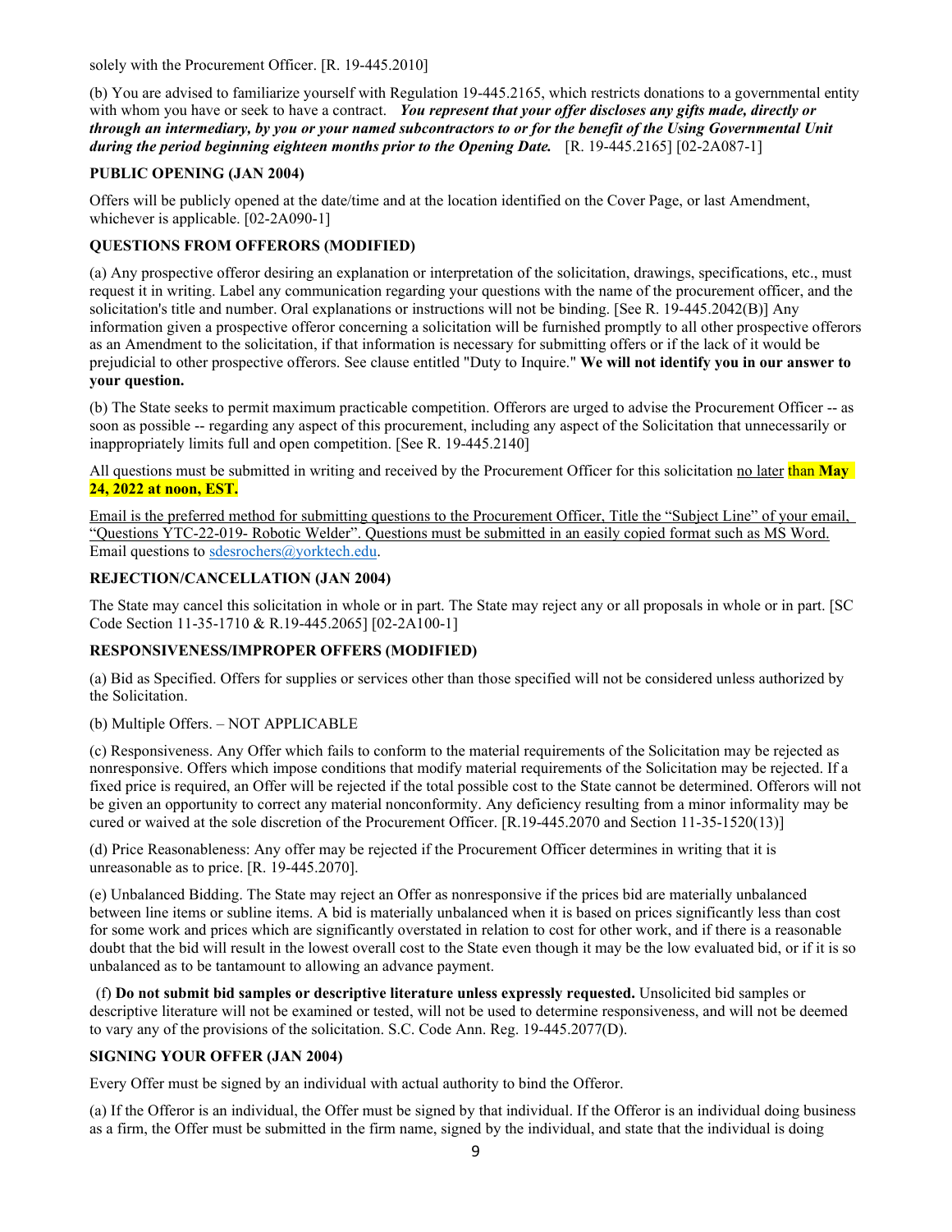solely with the Procurement Officer. [R. 19-445.2010]

(b) You are advised to familiarize yourself with Regulation 19-445.2165, which restricts donations to a governmental entity with whom you have or seek to have a contract. ***You represent that your offer discloses any gifts made, directly or through an intermediary, by you or your named subcontractors to or for the benefit of the Using Governmental Unit during the period beginning eighteen months prior to the Opening Date.*** [R. 19-445.2165] [02-2A087-1]

**PUBLIC OPENING (JAN 2004)**

Offers will be publicly opened at the date/time and at the location identified on the Cover Page, or last Amendment, whichever is applicable. [02-2A090-1]

**QUESTIONS FROM OFFERORS (MODIFIED)**

(a) Any prospective offeror desiring an explanation or interpretation of the solicitation, drawings, specifications, etc., must request it in writing. Label any communication regarding your questions with the name of the procurement officer, and the solicitation's title and number. Oral explanations or instructions will not be binding. [See R. 19-445.2042(B)] Any information given a prospective offeror concerning a solicitation will be furnished promptly to all other prospective offerors as an Amendment to the solicitation, if that information is necessary for submitting offers or if the lack of it would be prejudicial to other prospective offerors. See clause entitled "Duty to Inquire." **We will not identify you in our answer to your question.**

(b) The State seeks to permit maximum practicable competition. Offerors are urged to advise the Procurement Officer -- as soon as possible -- regarding any aspect of this procurement, including any aspect of the Solicitation that unnecessarily or inappropriately limits full and open competition. [See R. 19-445.2140]

All questions must be submitted in writing and received by the Procurement Officer for this solicitation no later than **May 24, 2022 at noon, EST.**

Email is the preferred method for submitting questions to the Procurement Officer, Title the "Subject Line" of your email, "Questions YTC-22-019- Robotic Welder". Questions must be submitted in an easily copied format such as MS Word. Email questions to sdesrochers@yorktech.edu.

**REJECTION/CANCELLATION (JAN 2004)**

The State may cancel this solicitation in whole or in part. The State may reject any or all proposals in whole or in part. [SC Code Section 11-35-1710 & R.19-445.2065] [02-2A100-1]

**RESPONSIVENESS/IMPROPER OFFERS (MODIFIED)**

(a) Bid as Specified. Offers for supplies or services other than those specified will not be considered unless authorized by the Solicitation.

(b) Multiple Offers. – NOT APPLICABLE

(c) Responsiveness. Any Offer which fails to conform to the material requirements of the Solicitation may be rejected as nonresponsive. Offers which impose conditions that modify material requirements of the Solicitation may be rejected. If a fixed price is required, an Offer will be rejected if the total possible cost to the State cannot be determined. Offerors will not be given an opportunity to correct any material nonconformity. Any deficiency resulting from a minor informality may be cured or waived at the sole discretion of the Procurement Officer. [R.19-445.2070 and Section 11-35-1520(13)]

(d) Price Reasonableness: Any offer may be rejected if the Procurement Officer determines in writing that it is unreasonable as to price. [R. 19-445.2070].

(e) Unbalanced Bidding. The State may reject an Offer as nonresponsive if the prices bid are materially unbalanced between line items or subline items. A bid is materially unbalanced when it is based on prices significantly less than cost for some work and prices which are significantly overstated in relation to cost for other work, and if there is a reasonable doubt that the bid will result in the lowest overall cost to the State even though it may be the low evaluated bid, or if it is so unbalanced as to be tantamount to allowing an advance payment.

(f) **Do not submit bid samples or descriptive literature unless expressly requested.** Unsolicited bid samples or descriptive literature will not be examined or tested, will not be used to determine responsiveness, and will not be deemed to vary any of the provisions of the solicitation. S.C. Code Ann. Reg. 19-445.2077(D).

**SIGNING YOUR OFFER (JAN 2004)**

Every Offer must be signed by an individual with actual authority to bind the Offeror.

(a) If the Offeror is an individual, the Offer must be signed by that individual. If the Offeror is an individual doing business as a firm, the Offer must be submitted in the firm name, signed by the individual, and state that the individual is doing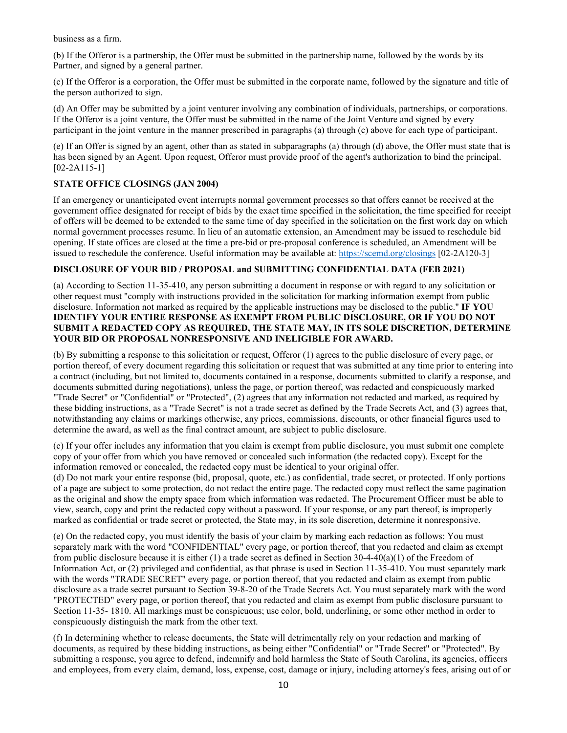business as a firm.

(b) If the Offeror is a partnership, the Offer must be submitted in the partnership name, followed by the words by its Partner, and signed by a general partner.

(c) If the Offeror is a corporation, the Offer must be submitted in the corporate name, followed by the signature and title of the person authorized to sign.

(d) An Offer may be submitted by a joint venturer involving any combination of individuals, partnerships, or corporations. If the Offeror is a joint venture, the Offer must be submitted in the name of the Joint Venture and signed by every participant in the joint venture in the manner prescribed in paragraphs (a) through (c) above for each type of participant.

(e) If an Offer is signed by an agent, other than as stated in subparagraphs (a) through (d) above, the Offer must state that is has been signed by an Agent. Upon request, Offeror must provide proof of the agent's authorization to bind the principal. [02-2A115-1]

**STATE OFFICE CLOSINGS (JAN 2004)**

If an emergency or unanticipated event interrupts normal government processes so that offers cannot be received at the government office designated for receipt of bids by the exact time specified in the solicitation, the time specified for receipt of offers will be deemed to be extended to the same time of day specified in the solicitation on the first work day on which normal government processes resume. In lieu of an automatic extension, an Amendment may be issued to reschedule bid opening. If state offices are closed at the time a pre-bid or pre-proposal conference is scheduled, an Amendment will be issued to reschedule the conference. Useful information may be available at: https://scemd.org/closings [02-2A120-3]

**DISCLOSURE OF YOUR BID / PROPOSAL and SUBMITTING CONFIDENTIAL DATA (FEB 2021)**

(a) According to Section 11-35-410, any person submitting a document in response or with regard to any solicitation or other request must "comply with instructions provided in the solicitation for marking information exempt from public disclosure. Information not marked as required by the applicable instructions may be disclosed to the public." **IF YOU IDENTIFY YOUR ENTIRE RESPONSE AS EXEMPT FROM PUBLIC DISCLOSURE, OR IF YOU DO NOT SUBMIT A REDACTED COPY AS REQUIRED, THE STATE MAY, IN ITS SOLE DISCRETION, DETERMINE YOUR BID OR PROPOSAL NONRESPONSIVE AND INELIGIBLE FOR AWARD.**

(b) By submitting a response to this solicitation or request, Offeror (1) agrees to the public disclosure of every page, or portion thereof, of every document regarding this solicitation or request that was submitted at any time prior to entering into a contract (including, but not limited to, documents contained in a response, documents submitted to clarify a response, and documents submitted during negotiations), unless the page, or portion thereof, was redacted and conspicuously marked "Trade Secret" or "Confidential" or "Protected", (2) agrees that any information not redacted and marked, as required by these bidding instructions, as a "Trade Secret" is not a trade secret as defined by the Trade Secrets Act, and (3) agrees that, notwithstanding any claims or markings otherwise, any prices, commissions, discounts, or other financial figures used to determine the award, as well as the final contract amount, are subject to public disclosure.

(c) If your offer includes any information that you claim is exempt from public disclosure, you must submit one complete copy of your offer from which you have removed or concealed such information (the redacted copy). Except for the information removed or concealed, the redacted copy must be identical to your original offer.

(d) Do not mark your entire response (bid, proposal, quote, etc.) as confidential, trade secret, or protected. If only portions of a page are subject to some protection, do not redact the entire page. The redacted copy must reflect the same pagination as the original and show the empty space from which information was redacted. The Procurement Officer must be able to view, search, copy and print the redacted copy without a password. If your response, or any part thereof, is improperly marked as confidential or trade secret or protected, the State may, in its sole discretion, determine it nonresponsive.

(e) On the redacted copy, you must identify the basis of your claim by marking each redaction as follows: You must separately mark with the word "CONFIDENTIAL" every page, or portion thereof, that you redacted and claim as exempt from public disclosure because it is either (1) a trade secret as defined in Section 30-4-40(a)(1) of the Freedom of Information Act, or (2) privileged and confidential, as that phrase is used in Section 11-35-410. You must separately mark with the words "TRADE SECRET" every page, or portion thereof, that you redacted and claim as exempt from public disclosure as a trade secret pursuant to Section 39-8-20 of the Trade Secrets Act. You must separately mark with the word "PROTECTED" every page, or portion thereof, that you redacted and claim as exempt from public disclosure pursuant to Section 11-35- 1810. All markings must be conspicuous; use color, bold, underlining, or some other method in order to conspicuously distinguish the mark from the other text.

(f) In determining whether to release documents, the State will detrimentally rely on your redaction and marking of documents, as required by these bidding instructions, as being either "Confidential" or "Trade Secret" or "Protected". By submitting a response, you agree to defend, indemnify and hold harmless the State of South Carolina, its agencies, officers and employees, from every claim, demand, loss, expense, cost, damage or injury, including attorney's fees, arising out of or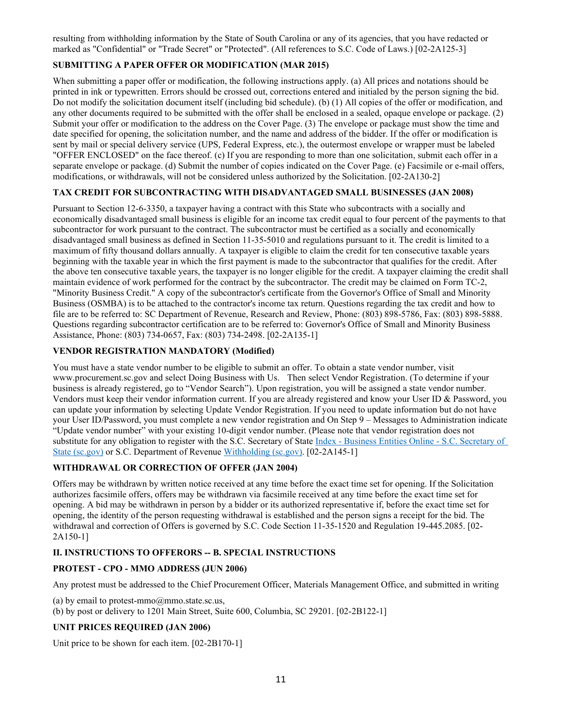resulting from withholding information by the State of South Carolina or any of its agencies, that you have redacted or marked as "Confidential" or "Trade Secret" or "Protected". (All references to S.C. Code of Laws.) [02-2A125-3]

### SUBMITTING A PAPER OFFER OR MODIFICATION (MAR 2015)

When submitting a paper offer or modification, the following instructions apply. (a) All prices and notations should be printed in ink or typewritten. Errors should be crossed out, corrections entered and initialed by the person signing the bid. Do not modify the solicitation document itself (including bid schedule). (b) (1) All copies of the offer or modification, and any other documents required to be submitted with the offer shall be enclosed in a sealed, opaque envelope or package. (2) Submit your offer or modification to the address on the Cover Page. (3) The envelope or package must show the time and date specified for opening, the solicitation number, and the name and address of the bidder. If the offer or modification is sent by mail or special delivery service (UPS, Federal Express, etc.), the outermost envelope or wrapper must be labeled "OFFER ENCLOSED" on the face thereof. (c) If you are responding to more than one solicitation, submit each offer in a separate envelope or package. (d) Submit the number of copies indicated on the Cover Page. (e) Facsimile or e-mail offers, modifications, or withdrawals, will not be considered unless authorized by the Solicitation. [02-2A130-2]

### TAX CREDIT FOR SUBCONTRACTING WITH DISADVANTAGED SMALL BUSINESSES (JAN 2008)

Pursuant to Section 12-6-3350, a taxpayer having a contract with this State who subcontracts with a socially and economically disadvantaged small business is eligible for an income tax credit equal to four percent of the payments to that subcontractor for work pursuant to the contract. The subcontractor must be certified as a socially and economically disadvantaged small business as defined in Section 11-35-5010 and regulations pursuant to it. The credit is limited to a maximum of fifty thousand dollars annually. A taxpayer is eligible to claim the credit for ten consecutive taxable years beginning with the taxable year in which the first payment is made to the subcontractor that qualifies for the credit. After the above ten consecutive taxable years, the taxpayer is no longer eligible for the credit. A taxpayer claiming the credit shall maintain evidence of work performed for the contract by the subcontractor. The credit may be claimed on Form TC-2, "Minority Business Credit." A copy of the subcontractor's certificate from the Governor's Office of Small and Minority Business (OSMBA) is to be attached to the contractor's income tax return. Questions regarding the tax credit and how to file are to be referred to: SC Department of Revenue, Research and Review, Phone: (803) 898-5786, Fax: (803) 898-5888. Questions regarding subcontractor certification are to be referred to: Governor's Office of Small and Minority Business Assistance, Phone: (803) 734-0657, Fax: (803) 734-2498. [02-2A135-1]

### VENDOR REGISTRATION MANDATORY (Modified)

You must have a state vendor number to be eligible to submit an offer. To obtain a state vendor number, visit www.procurement.sc.gov and select Doing Business with Us. Then select Vendor Registration. (To determine if your business is already registered, go to "Vendor Search"). Upon registration, you will be assigned a state vendor number. Vendors must keep their vendor information current. If you are already registered and know your User ID & Password, you can update your information by selecting Update Vendor Registration. If you need to update information but do not have your User ID/Password, you must complete a new vendor registration and On Step 9 – Messages to Administration indicate "Update vendor number" with your existing 10-digit vendor number. (Please note that vendor registration does not substitute for any obligation to register with the S.C. Secretary of State Index - Business Entities Online - S.C. Secretary of State (sc.gov) or S.C. Department of Revenue Withholding (sc.gov). [02-2A145-1]

### WITHDRAWAL OR CORRECTION OF OFFER (JAN 2004)

Offers may be withdrawn by written notice received at any time before the exact time set for opening. If the Solicitation authorizes facsimile offers, offers may be withdrawn via facsimile received at any time before the exact time set for opening. A bid may be withdrawn in person by a bidder or its authorized representative if, before the exact time set for opening, the identity of the person requesting withdrawal is established and the person signs a receipt for the bid. The withdrawal and correction of Offers is governed by S.C. Code Section 11-35-1520 and Regulation 19-445.2085. [02-2A150-1]

## II. INSTRUCTIONS TO OFFERORS -- B. SPECIAL INSTRUCTIONS

### PROTEST - CPO - MMO ADDRESS (JUN 2006)

Any protest must be addressed to the Chief Procurement Officer, Materials Management Office, and submitted in writing

(a) by email to protest-mmo@mmo.state.sc.us,
(b) by post or delivery to 1201 Main Street, Suite 600, Columbia, SC 29201. [02-2B122-1]

### UNIT PRICES REQUIRED (JAN 2006)

Unit price to be shown for each item. [02-2B170-1]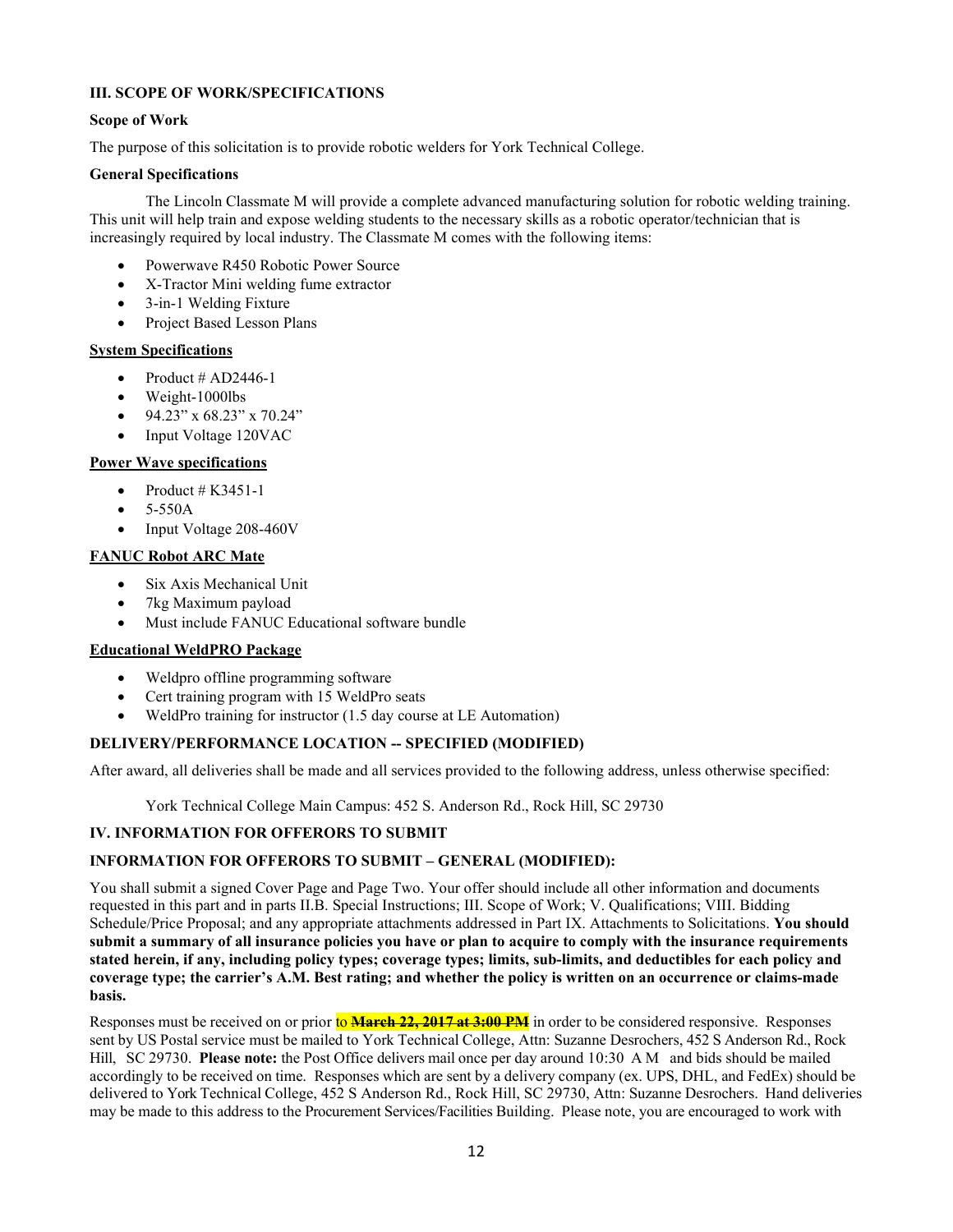### III. SCOPE OF WORK/SPECIFICATIONS

**Scope of Work**

The purpose of this solicitation is to provide robotic welders for York Technical College.

**General Specifications**

The Lincoln Classmate M will provide a complete advanced manufacturing solution for robotic welding training. This unit will help train and expose welding students to the necessary skills as a robotic operator/technician that is increasingly required by local industry. The Classmate M comes with the following items:

- Powerwave R450 Robotic Power Source
- X-Tractor Mini welding fume extractor
- 3-in-1 Welding Fixture
- Project Based Lesson Plans

**System Specifications**

- Product # AD2446-1
- Weight-1000lbs
- 94.23" x 68.23" x 70.24"
- Input Voltage 120VAC

**Power Wave specifications**

- Product # K3451-1
- 5-550A
- Input Voltage 208-460V

**FANUC Robot ARC Mate**

- Six Axis Mechanical Unit
- 7kg Maximum payload
- Must include FANUC Educational software bundle

**Educational WeldPRO Package**

- Weldpro offline programming software
- Cert training program with 15 WeldPro seats
- WeldPro training for instructor (1.5 day course at LE Automation)

**DELIVERY/PERFORMANCE LOCATION -- SPECIFIED (MODIFIED)**

After award, all deliveries shall be made and all services provided to the following address, unless otherwise specified:

York Technical College Main Campus: 452 S. Anderson Rd., Rock Hill, SC 29730

### IV. INFORMATION FOR OFFERORS TO SUBMIT

**INFORMATION FOR OFFERORS TO SUBMIT – GENERAL (MODIFIED):**

You shall submit a signed Cover Page and Page Two. Your offer should include all other information and documents requested in this part and in parts II.B. Special Instructions; III. Scope of Work; V. Qualifications; VIII. Bidding Schedule/Price Proposal; and any appropriate attachments addressed in Part IX. Attachments to Solicitations. **You should submit a summary of all insurance policies you have or plan to acquire to comply with the insurance requirements stated herein, if any, including policy types; coverage types; limits, sub-limits, and deductibles for each policy and coverage type; the carrier's A.M. Best rating; and whether the policy is written on an occurrence or claims-made basis.**

Responses must be received on or prior to ~~**March 22, 2017 at 3:00 PM**~~ in order to be considered responsive. Responses sent by US Postal service must be mailed to York Technical College, Attn: Suzanne Desrochers, 452 S Anderson Rd., Rock Hill, SC 29730. **Please note:** the Post Office delivers mail once per day around 10:30 A M and bids should be mailed accordingly to be received on time. Responses which are sent by a delivery company (ex. UPS, DHL, and FedEx) should be delivered to York Technical College, 452 S Anderson Rd., Rock Hill, SC 29730, Attn: Suzanne Desrochers. Hand deliveries may be made to this address to the Procurement Services/Facilities Building. Please note, you are encouraged to work with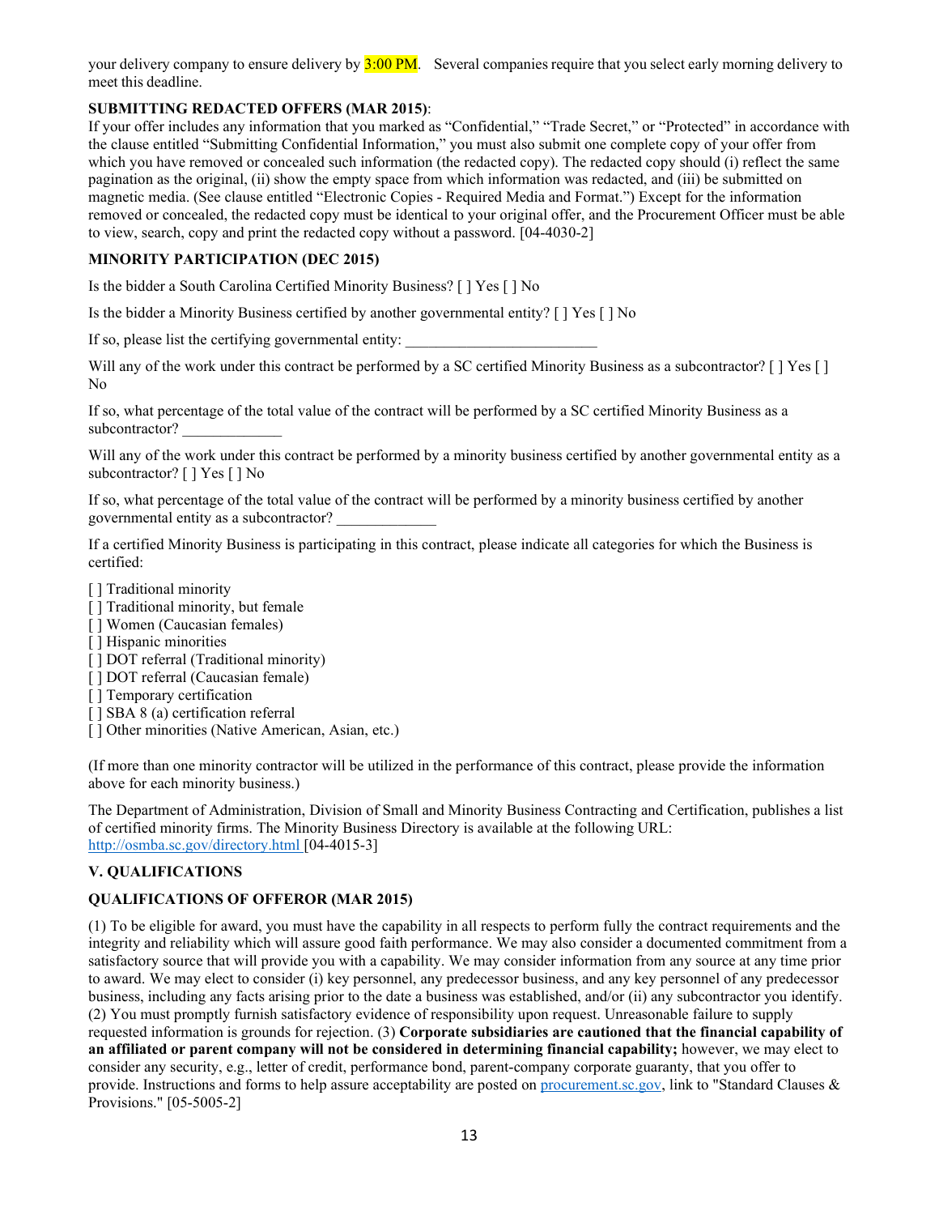your delivery company to ensure delivery by 3:00 PM.   Several companies require that you select early morning delivery to meet this deadline.

**SUBMITTING REDACTED OFFERS (MAR 2015)**:

If your offer includes any information that you marked as “Confidential,” “Trade Secret,” or “Protected” in accordance with the clause entitled “Submitting Confidential Information,” you must also submit one complete copy of your offer from which you have removed or concealed such information (the redacted copy). The redacted copy should (i) reflect the same pagination as the original, (ii) show the empty space from which information was redacted, and (iii) be submitted on magnetic media. (See clause entitled “Electronic Copies - Required Media and Format.”) Except for the information removed or concealed, the redacted copy must be identical to your original offer, and the Procurement Officer must be able to view, search, copy and print the redacted copy without a password. [04-4030-2]

**MINORITY PARTICIPATION (DEC 2015)**

Is the bidder a South Carolina Certified Minority Business? [ ] Yes [ ] No

Is the bidder a Minority Business certified by another governmental entity? [ ] Yes [ ] No

If so, please list the certifying governmental entity: _________________________

Will any of the work under this contract be performed by a SC certified Minority Business as a subcontractor? [ ] Yes [ ] No

If so, what percentage of the total value of the contract will be performed by a SC certified Minority Business as a subcontractor? _____________

Will any of the work under this contract be performed by a minority business certified by another governmental entity as a subcontractor? [ ] Yes [ ] No

If so, what percentage of the total value of the contract will be performed by a minority business certified by another governmental entity as a subcontractor? _____________

If a certified Minority Business is participating in this contract, please indicate all categories for which the Business is certified:

[ ] Traditional minority
[ ] Traditional minority, but female
[ ] Women (Caucasian females)
[ ] Hispanic minorities
[ ] DOT referral (Traditional minority)
[ ] DOT referral (Caucasian female)
[ ] Temporary certification
[ ] SBA 8 (a) certification referral
[ ] Other minorities (Native American, Asian, etc.)

(If more than one minority contractor will be utilized in the performance of this contract, please provide the information above for each minority business.)

The Department of Administration, Division of Small and Minority Business Contracting and Certification, publishes a list of certified minority firms. The Minority Business Directory is available at the following URL: http://osmba.sc.gov/directory.html [04-4015-3]

## V. QUALIFICATIONS

**QUALIFICATIONS OF OFFEROR (MAR 2015)**

(1) To be eligible for award, you must have the capability in all respects to perform fully the contract requirements and the integrity and reliability which will assure good faith performance. We may also consider a documented commitment from a satisfactory source that will provide you with a capability. We may consider information from any source at any time prior to award. We may elect to consider (i) key personnel, any predecessor business, and any key personnel of any predecessor business, including any facts arising prior to the date a business was established, and/or (ii) any subcontractor you identify. (2) You must promptly furnish satisfactory evidence of responsibility upon request. Unreasonable failure to supply requested information is grounds for rejection. (3) **Corporate subsidiaries are cautioned that the financial capability of an affiliated or parent company will not be considered in determining financial capability;** however, we may elect to consider any security, e.g., letter of credit, performance bond, parent-company corporate guaranty, that you offer to provide. Instructions and forms to help assure acceptability are posted on procurement.sc.gov, link to "Standard Clauses & Provisions." [05-5005-2]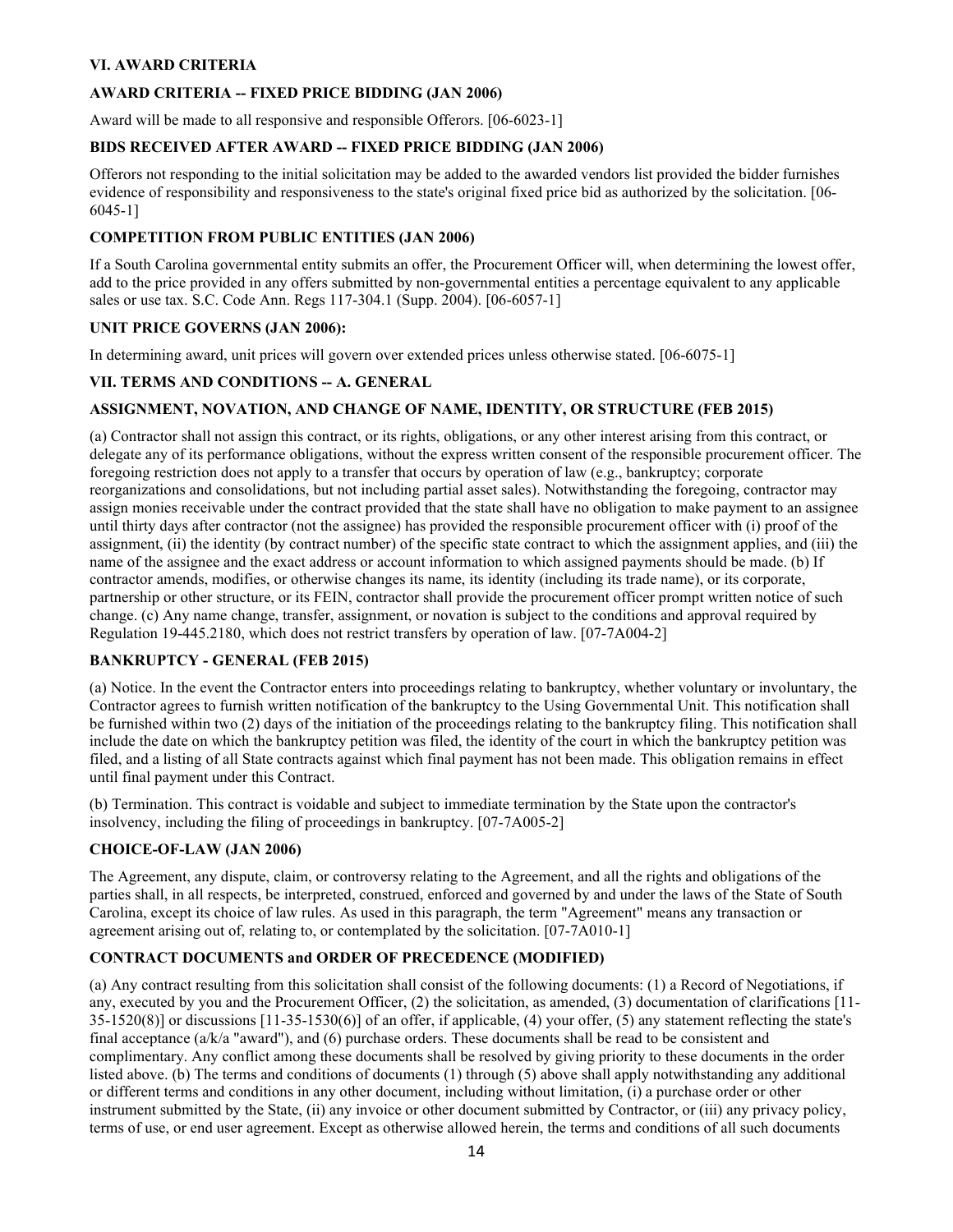### VI. AWARD CRITERIA

#### AWARD CRITERIA -- FIXED PRICE BIDDING (JAN 2006)

Award will be made to all responsive and responsible Offerors. [06-6023-1]

#### BIDS RECEIVED AFTER AWARD -- FIXED PRICE BIDDING (JAN 2006)

Offerors not responding to the initial solicitation may be added to the awarded vendors list provided the bidder furnishes evidence of responsibility and responsiveness to the state's original fixed price bid as authorized by the solicitation. [06-6045-1]

#### COMPETITION FROM PUBLIC ENTITIES (JAN 2006)

If a South Carolina governmental entity submits an offer, the Procurement Officer will, when determining the lowest offer, add to the price provided in any offers submitted by non-governmental entities a percentage equivalent to any applicable sales or use tax. S.C. Code Ann. Regs 117-304.1 (Supp. 2004). [06-6057-1]

#### UNIT PRICE GOVERNS (JAN 2006):

In determining award, unit prices will govern over extended prices unless otherwise stated. [06-6075-1]

### VII. TERMS AND CONDITIONS -- A. GENERAL

#### ASSIGNMENT, NOVATION, AND CHANGE OF NAME, IDENTITY, OR STRUCTURE (FEB 2015)

(a) Contractor shall not assign this contract, or its rights, obligations, or any other interest arising from this contract, or delegate any of its performance obligations, without the express written consent of the responsible procurement officer. The foregoing restriction does not apply to a transfer that occurs by operation of law (e.g., bankruptcy; corporate reorganizations and consolidations, but not including partial asset sales). Notwithstanding the foregoing, contractor may assign monies receivable under the contract provided that the state shall have no obligation to make payment to an assignee until thirty days after contractor (not the assignee) has provided the responsible procurement officer with (i) proof of the assignment, (ii) the identity (by contract number) of the specific state contract to which the assignment applies, and (iii) the name of the assignee and the exact address or account information to which assigned payments should be made. (b) If contractor amends, modifies, or otherwise changes its name, its identity (including its trade name), or its corporate, partnership or other structure, or its FEIN, contractor shall provide the procurement officer prompt written notice of such change. (c) Any name change, transfer, assignment, or novation is subject to the conditions and approval required by Regulation 19-445.2180, which does not restrict transfers by operation of law. [07-7A004-2]

#### BANKRUPTCY - GENERAL (FEB 2015)

(a) Notice. In the event the Contractor enters into proceedings relating to bankruptcy, whether voluntary or involuntary, the Contractor agrees to furnish written notification of the bankruptcy to the Using Governmental Unit. This notification shall be furnished within two (2) days of the initiation of the proceedings relating to the bankruptcy filing. This notification shall include the date on which the bankruptcy petition was filed, the identity of the court in which the bankruptcy petition was filed, and a listing of all State contracts against which final payment has not been made. This obligation remains in effect until final payment under this Contract.

(b) Termination. This contract is voidable and subject to immediate termination by the State upon the contractor's insolvency, including the filing of proceedings in bankruptcy. [07-7A005-2]

#### CHOICE-OF-LAW (JAN 2006)

The Agreement, any dispute, claim, or controversy relating to the Agreement, and all the rights and obligations of the parties shall, in all respects, be interpreted, construed, enforced and governed by and under the laws of the State of South Carolina, except its choice of law rules. As used in this paragraph, the term "Agreement" means any transaction or agreement arising out of, relating to, or contemplated by the solicitation. [07-7A010-1]

#### CONTRACT DOCUMENTS and ORDER OF PRECEDENCE (MODIFIED)

(a) Any contract resulting from this solicitation shall consist of the following documents: (1) a Record of Negotiations, if any, executed by you and the Procurement Officer, (2) the solicitation, as amended, (3) documentation of clarifications [11-35-1520(8)] or discussions [11-35-1530(6)] of an offer, if applicable, (4) your offer, (5) any statement reflecting the state's final acceptance (a/k/a "award"), and (6) purchase orders. These documents shall be read to be consistent and complimentary. Any conflict among these documents shall be resolved by giving priority to these documents in the order listed above. (b) The terms and conditions of documents (1) through (5) above shall apply notwithstanding any additional or different terms and conditions in any other document, including without limitation, (i) a purchase order or other instrument submitted by the State, (ii) any invoice or other document submitted by Contractor, or (iii) any privacy policy, terms of use, or end user agreement. Except as otherwise allowed herein, the terms and conditions of all such documents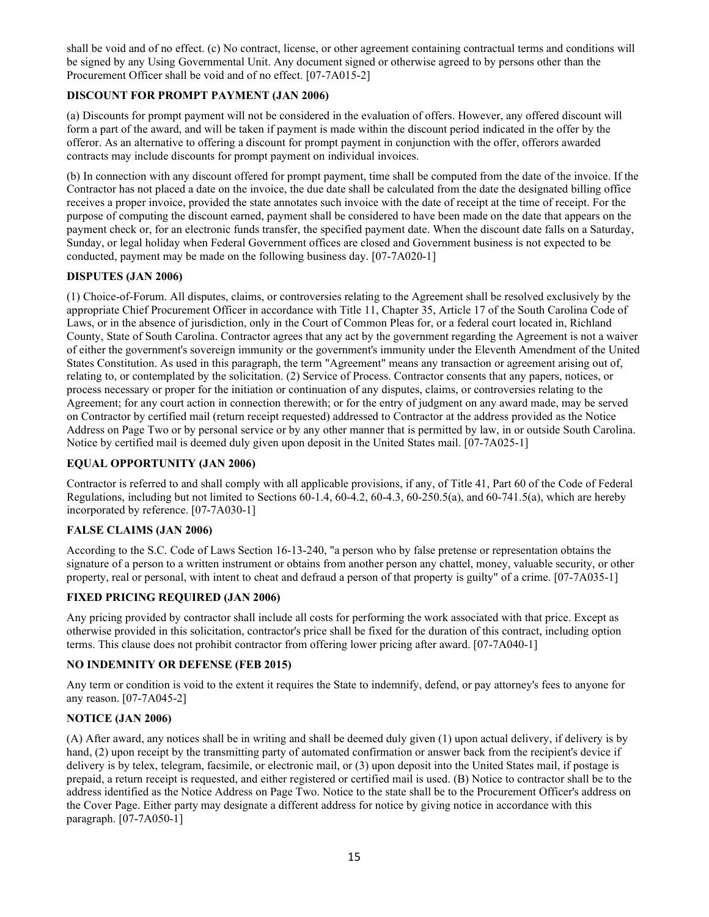shall be void and of no effect. (c) No contract, license, or other agreement containing contractual terms and conditions will be signed by any Using Governmental Unit. Any document signed or otherwise agreed to by persons other than the Procurement Officer shall be void and of no effect. [07-7A015-2]

**DISCOUNT FOR PROMPT PAYMENT (JAN 2006)**

(a) Discounts for prompt payment will not be considered in the evaluation of offers. However, any offered discount will form a part of the award, and will be taken if payment is made within the discount period indicated in the offer by the offeror. As an alternative to offering a discount for prompt payment in conjunction with the offer, offerors awarded contracts may include discounts for prompt payment on individual invoices.

(b) In connection with any discount offered for prompt payment, time shall be computed from the date of the invoice. If the Contractor has not placed a date on the invoice, the due date shall be calculated from the date the designated billing office receives a proper invoice, provided the state annotates such invoice with the date of receipt at the time of receipt. For the purpose of computing the discount earned, payment shall be considered to have been made on the date that appears on the payment check or, for an electronic funds transfer, the specified payment date. When the discount date falls on a Saturday, Sunday, or legal holiday when Federal Government offices are closed and Government business is not expected to be conducted, payment may be made on the following business day. [07-7A020-1]

**DISPUTES (JAN 2006)**

(1) Choice-of-Forum. All disputes, claims, or controversies relating to the Agreement shall be resolved exclusively by the appropriate Chief Procurement Officer in accordance with Title 11, Chapter 35, Article 17 of the South Carolina Code of Laws, or in the absence of jurisdiction, only in the Court of Common Pleas for, or a federal court located in, Richland County, State of South Carolina. Contractor agrees that any act by the government regarding the Agreement is not a waiver of either the government's sovereign immunity or the government's immunity under the Eleventh Amendment of the United States Constitution. As used in this paragraph, the term "Agreement" means any transaction or agreement arising out of, relating to, or contemplated by the solicitation. (2) Service of Process. Contractor consents that any papers, notices, or process necessary or proper for the initiation or continuation of any disputes, claims, or controversies relating to the Agreement; for any court action in connection therewith; or for the entry of judgment on any award made, may be served on Contractor by certified mail (return receipt requested) addressed to Contractor at the address provided as the Notice Address on Page Two or by personal service or by any other manner that is permitted by law, in or outside South Carolina. Notice by certified mail is deemed duly given upon deposit in the United States mail. [07-7A025-1]

**EQUAL OPPORTUNITY (JAN 2006)**

Contractor is referred to and shall comply with all applicable provisions, if any, of Title 41, Part 60 of the Code of Federal Regulations, including but not limited to Sections 60-1.4, 60-4.2, 60-4.3, 60-250.5(a), and 60-741.5(a), which are hereby incorporated by reference. [07-7A030-1]

**FALSE CLAIMS (JAN 2006)**

According to the S.C. Code of Laws Section 16-13-240, "a person who by false pretense or representation obtains the signature of a person to a written instrument or obtains from another person any chattel, money, valuable security, or other property, real or personal, with intent to cheat and defraud a person of that property is guilty" of a crime. [07-7A035-1]

**FIXED PRICING REQUIRED (JAN 2006)**

Any pricing provided by contractor shall include all costs for performing the work associated with that price. Except as otherwise provided in this solicitation, contractor's price shall be fixed for the duration of this contract, including option terms. This clause does not prohibit contractor from offering lower pricing after award. [07-7A040-1]

**NO INDEMNITY OR DEFENSE (FEB 2015)**

Any term or condition is void to the extent it requires the State to indemnify, defend, or pay attorney's fees to anyone for any reason. [07-7A045-2]

**NOTICE (JAN 2006)**

(A) After award, any notices shall be in writing and shall be deemed duly given (1) upon actual delivery, if delivery is by hand, (2) upon receipt by the transmitting party of automated confirmation or answer back from the recipient's device if delivery is by telex, telegram, facsimile, or electronic mail, or (3) upon deposit into the United States mail, if postage is prepaid, a return receipt is requested, and either registered or certified mail is used. (B) Notice to contractor shall be to the address identified as the Notice Address on Page Two. Notice to the state shall be to the Procurement Officer's address on the Cover Page. Either party may designate a different address for notice by giving notice in accordance with this paragraph. [07-7A050-1]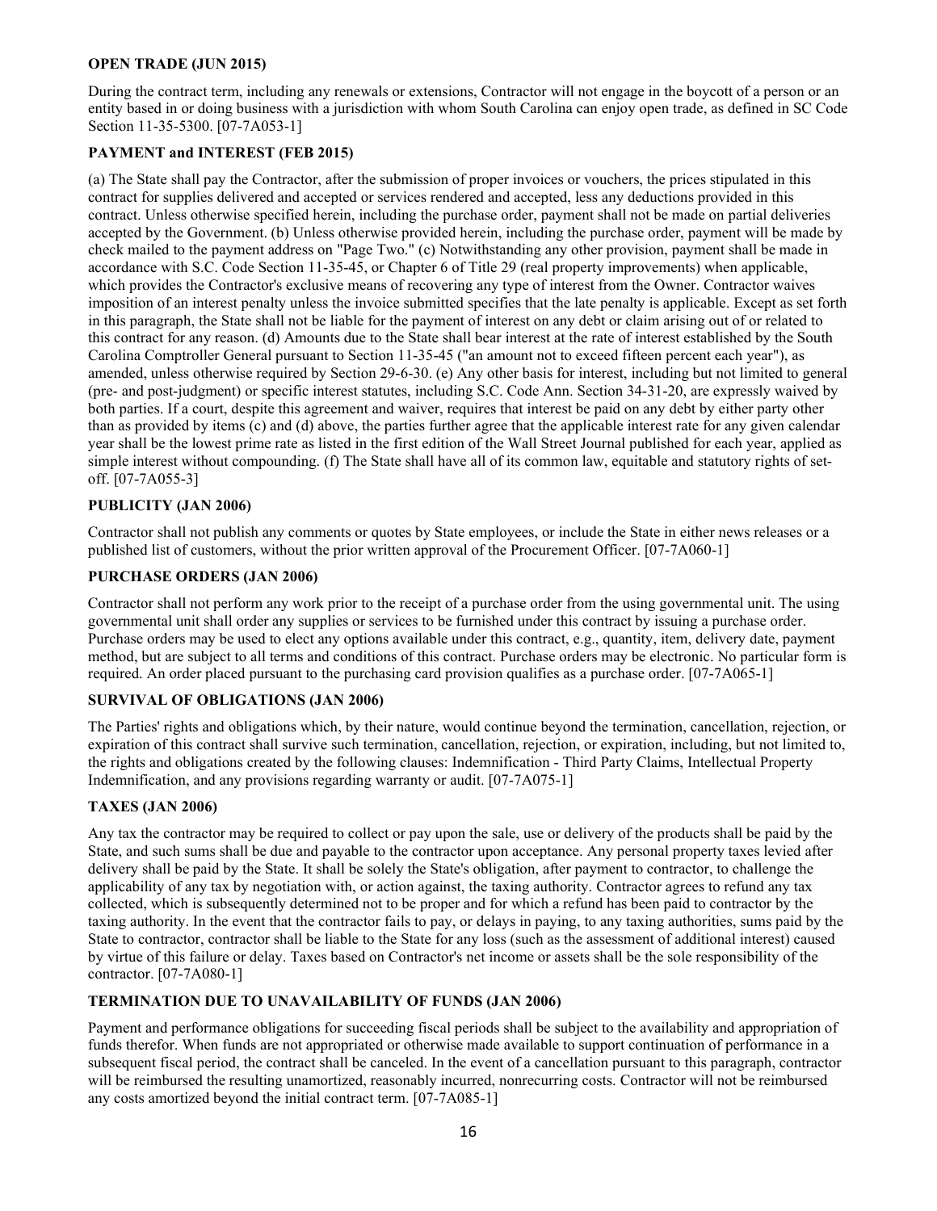**OPEN TRADE (JUN 2015)**

During the contract term, including any renewals or extensions, Contractor will not engage in the boycott of a person or an entity based in or doing business with a jurisdiction with whom South Carolina can enjoy open trade, as defined in SC Code Section 11-35-5300. [07-7A053-1]

**PAYMENT and INTEREST (FEB 2015)**

(a) The State shall pay the Contractor, after the submission of proper invoices or vouchers, the prices stipulated in this contract for supplies delivered and accepted or services rendered and accepted, less any deductions provided in this contract. Unless otherwise specified herein, including the purchase order, payment shall not be made on partial deliveries accepted by the Government. (b) Unless otherwise provided herein, including the purchase order, payment will be made by check mailed to the payment address on "Page Two." (c) Notwithstanding any other provision, payment shall be made in accordance with S.C. Code Section 11-35-45, or Chapter 6 of Title 29 (real property improvements) when applicable, which provides the Contractor's exclusive means of recovering any type of interest from the Owner. Contractor waives imposition of an interest penalty unless the invoice submitted specifies that the late penalty is applicable. Except as set forth in this paragraph, the State shall not be liable for the payment of interest on any debt or claim arising out of or related to this contract for any reason. (d) Amounts due to the State shall bear interest at the rate of interest established by the South Carolina Comptroller General pursuant to Section 11-35-45 ("an amount not to exceed fifteen percent each year"), as amended, unless otherwise required by Section 29-6-30. (e) Any other basis for interest, including but not limited to general (pre- and post-judgment) or specific interest statutes, including S.C. Code Ann. Section 34-31-20, are expressly waived by both parties. If a court, despite this agreement and waiver, requires that interest be paid on any debt by either party other than as provided by items (c) and (d) above, the parties further agree that the applicable interest rate for any given calendar year shall be the lowest prime rate as listed in the first edition of the Wall Street Journal published for each year, applied as simple interest without compounding. (f) The State shall have all of its common law, equitable and statutory rights of set-off. [07-7A055-3]

**PUBLICITY (JAN 2006)**

Contractor shall not publish any comments or quotes by State employees, or include the State in either news releases or a published list of customers, without the prior written approval of the Procurement Officer. [07-7A060-1]

**PURCHASE ORDERS (JAN 2006)**

Contractor shall not perform any work prior to the receipt of a purchase order from the using governmental unit. The using governmental unit shall order any supplies or services to be furnished under this contract by issuing a purchase order. Purchase orders may be used to elect any options available under this contract, e.g., quantity, item, delivery date, payment method, but are subject to all terms and conditions of this contract. Purchase orders may be electronic. No particular form is required. An order placed pursuant to the purchasing card provision qualifies as a purchase order. [07-7A065-1]

**SURVIVAL OF OBLIGATIONS (JAN 2006)**

The Parties' rights and obligations which, by their nature, would continue beyond the termination, cancellation, rejection, or expiration of this contract shall survive such termination, cancellation, rejection, or expiration, including, but not limited to, the rights and obligations created by the following clauses: Indemnification - Third Party Claims, Intellectual Property Indemnification, and any provisions regarding warranty or audit. [07-7A075-1]

**TAXES (JAN 2006)**

Any tax the contractor may be required to collect or pay upon the sale, use or delivery of the products shall be paid by the State, and such sums shall be due and payable to the contractor upon acceptance. Any personal property taxes levied after delivery shall be paid by the State. It shall be solely the State's obligation, after payment to contractor, to challenge the applicability of any tax by negotiation with, or action against, the taxing authority. Contractor agrees to refund any tax collected, which is subsequently determined not to be proper and for which a refund has been paid to contractor by the taxing authority. In the event that the contractor fails to pay, or delays in paying, to any taxing authorities, sums paid by the State to contractor, contractor shall be liable to the State for any loss (such as the assessment of additional interest) caused by virtue of this failure or delay. Taxes based on Contractor's net income or assets shall be the sole responsibility of the contractor. [07-7A080-1]

**TERMINATION DUE TO UNAVAILABILITY OF FUNDS (JAN 2006)**

Payment and performance obligations for succeeding fiscal periods shall be subject to the availability and appropriation of funds therefor. When funds are not appropriated or otherwise made available to support continuation of performance in a subsequent fiscal period, the contract shall be canceled. In the event of a cancellation pursuant to this paragraph, contractor will be reimbursed the resulting unamortized, reasonably incurred, nonrecurring costs. Contractor will not be reimbursed any costs amortized beyond the initial contract term. [07-7A085-1]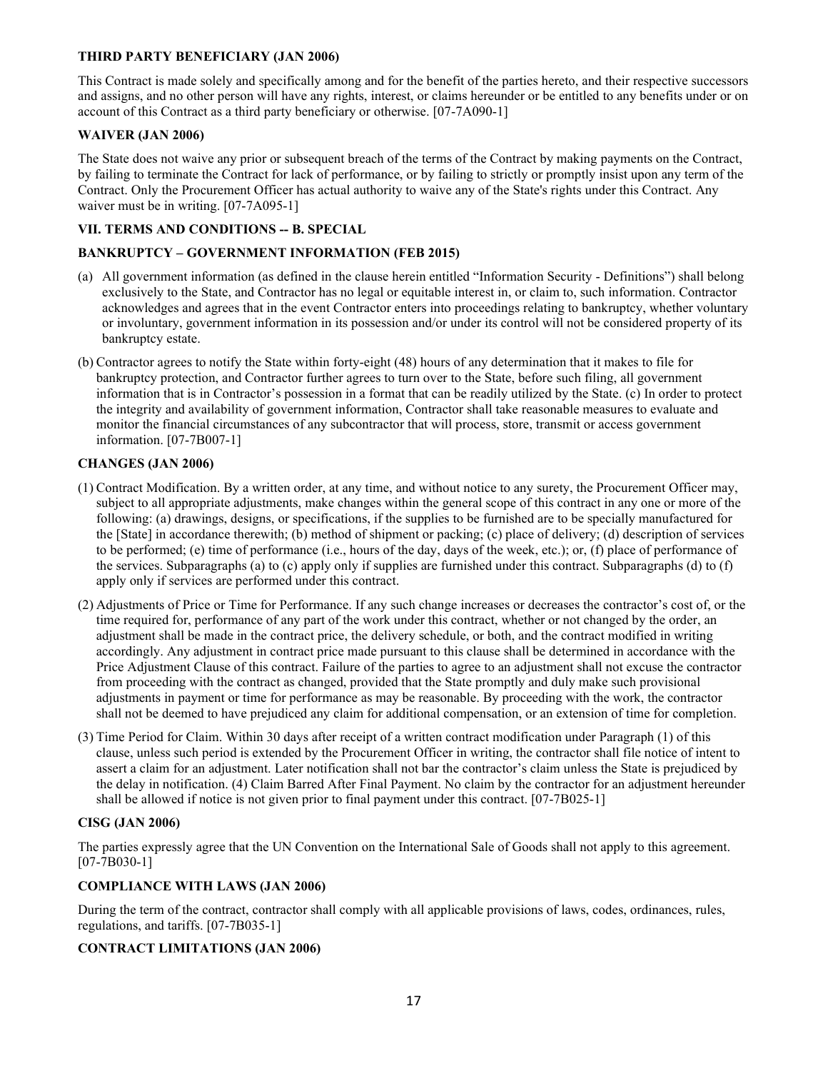**THIRD PARTY BENEFICIARY (JAN 2006)**

This Contract is made solely and specifically among and for the benefit of the parties hereto, and their respective successors and assigns, and no other person will have any rights, interest, or claims hereunder or be entitled to any benefits under or on account of this Contract as a third party beneficiary or otherwise. [07-7A090-1]

**WAIVER (JAN 2006)**

The State does not waive any prior or subsequent breach of the terms of the Contract by making payments on the Contract, by failing to terminate the Contract for lack of performance, or by failing to strictly or promptly insist upon any term of the Contract. Only the Procurement Officer has actual authority to waive any of the State's rights under this Contract. Any waiver must be in writing. [07-7A095-1]

**VII. TERMS AND CONDITIONS -- B. SPECIAL**

**BANKRUPTCY – GOVERNMENT INFORMATION (FEB 2015)**

(a) All government information (as defined in the clause herein entitled "Information Security - Definitions") shall belong exclusively to the State, and Contractor has no legal or equitable interest in, or claim to, such information. Contractor acknowledges and agrees that in the event Contractor enters into proceedings relating to bankruptcy, whether voluntary or involuntary, government information in its possession and/or under its control will not be considered property of its bankruptcy estate.

(b) Contractor agrees to notify the State within forty-eight (48) hours of any determination that it makes to file for bankruptcy protection, and Contractor further agrees to turn over to the State, before such filing, all government information that is in Contractor's possession in a format that can be readily utilized by the State. (c) In order to protect the integrity and availability of government information, Contractor shall take reasonable measures to evaluate and monitor the financial circumstances of any subcontractor that will process, store, transmit or access government information. [07-7B007-1]

**CHANGES (JAN 2006)**

(1) Contract Modification. By a written order, at any time, and without notice to any surety, the Procurement Officer may, subject to all appropriate adjustments, make changes within the general scope of this contract in any one or more of the following: (a) drawings, designs, or specifications, if the supplies to be furnished are to be specially manufactured for the [State] in accordance therewith; (b) method of shipment or packing; (c) place of delivery; (d) description of services to be performed; (e) time of performance (i.e., hours of the day, days of the week, etc.); or, (f) place of performance of the services. Subparagraphs (a) to (c) apply only if supplies are furnished under this contract. Subparagraphs (d) to (f) apply only if services are performed under this contract.

(2) Adjustments of Price or Time for Performance. If any such change increases or decreases the contractor's cost of, or the time required for, performance of any part of the work under this contract, whether or not changed by the order, an adjustment shall be made in the contract price, the delivery schedule, or both, and the contract modified in writing accordingly. Any adjustment in contract price made pursuant to this clause shall be determined in accordance with the Price Adjustment Clause of this contract. Failure of the parties to agree to an adjustment shall not excuse the contractor from proceeding with the contract as changed, provided that the State promptly and duly make such provisional adjustments in payment or time for performance as may be reasonable. By proceeding with the work, the contractor shall not be deemed to have prejudiced any claim for additional compensation, or an extension of time for completion.

(3) Time Period for Claim. Within 30 days after receipt of a written contract modification under Paragraph (1) of this clause, unless such period is extended by the Procurement Officer in writing, the contractor shall file notice of intent to assert a claim for an adjustment. Later notification shall not bar the contractor's claim unless the State is prejudiced by the delay in notification. (4) Claim Barred After Final Payment. No claim by the contractor for an adjustment hereunder shall be allowed if notice is not given prior to final payment under this contract. [07-7B025-1]

**CISG (JAN 2006)**

The parties expressly agree that the UN Convention on the International Sale of Goods shall not apply to this agreement. [07-7B030-1]

**COMPLIANCE WITH LAWS (JAN 2006)**

During the term of the contract, contractor shall comply with all applicable provisions of laws, codes, ordinances, rules, regulations, and tariffs. [07-7B035-1]

**CONTRACT LIMITATIONS (JAN 2006)**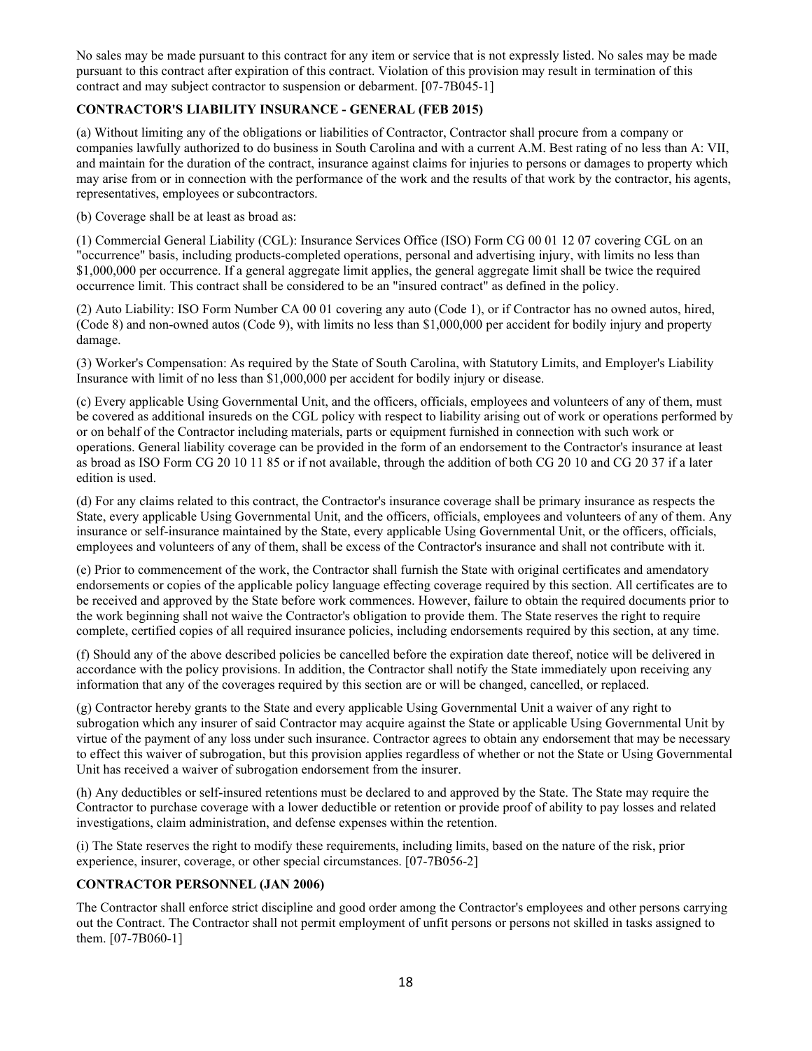No sales may be made pursuant to this contract for any item or service that is not expressly listed. No sales may be made pursuant to this contract after expiration of this contract. Violation of this provision may result in termination of this contract and may subject contractor to suspension or debarment. [07-7B045-1]

**CONTRACTOR'S LIABILITY INSURANCE - GENERAL (FEB 2015)**

(a) Without limiting any of the obligations or liabilities of Contractor, Contractor shall procure from a company or companies lawfully authorized to do business in South Carolina and with a current A.M. Best rating of no less than A: VII, and maintain for the duration of the contract, insurance against claims for injuries to persons or damages to property which may arise from or in connection with the performance of the work and the results of that work by the contractor, his agents, representatives, employees or subcontractors.

(b) Coverage shall be at least as broad as:

(1) Commercial General Liability (CGL): Insurance Services Office (ISO) Form CG 00 01 12 07 covering CGL on an "occurrence" basis, including products-completed operations, personal and advertising injury, with limits no less than $1,000,000 per occurrence. If a general aggregate limit applies, the general aggregate limit shall be twice the required occurrence limit. This contract shall be considered to be an "insured contract" as defined in the policy.

(2) Auto Liability: ISO Form Number CA 00 01 covering any auto (Code 1), or if Contractor has no owned autos, hired, (Code 8) and non-owned autos (Code 9), with limits no less than $1,000,000 per accident for bodily injury and property damage.

(3) Worker's Compensation: As required by the State of South Carolina, with Statutory Limits, and Employer's Liability Insurance with limit of no less than $1,000,000 per accident for bodily injury or disease.

(c) Every applicable Using Governmental Unit, and the officers, officials, employees and volunteers of any of them, must be covered as additional insureds on the CGL policy with respect to liability arising out of work or operations performed by or on behalf of the Contractor including materials, parts or equipment furnished in connection with such work or operations. General liability coverage can be provided in the form of an endorsement to the Contractor's insurance at least as broad as ISO Form CG 20 10 11 85 or if not available, through the addition of both CG 20 10 and CG 20 37 if a later edition is used.

(d) For any claims related to this contract, the Contractor's insurance coverage shall be primary insurance as respects the State, every applicable Using Governmental Unit, and the officers, officials, employees and volunteers of any of them. Any insurance or self-insurance maintained by the State, every applicable Using Governmental Unit, or the officers, officials, employees and volunteers of any of them, shall be excess of the Contractor's insurance and shall not contribute with it.

(e) Prior to commencement of the work, the Contractor shall furnish the State with original certificates and amendatory endorsements or copies of the applicable policy language effecting coverage required by this section. All certificates are to be received and approved by the State before work commences. However, failure to obtain the required documents prior to the work beginning shall not waive the Contractor's obligation to provide them. The State reserves the right to require complete, certified copies of all required insurance policies, including endorsements required by this section, at any time.

(f) Should any of the above described policies be cancelled before the expiration date thereof, notice will be delivered in accordance with the policy provisions. In addition, the Contractor shall notify the State immediately upon receiving any information that any of the coverages required by this section are or will be changed, cancelled, or replaced.

(g) Contractor hereby grants to the State and every applicable Using Governmental Unit a waiver of any right to subrogation which any insurer of said Contractor may acquire against the State or applicable Using Governmental Unit by virtue of the payment of any loss under such insurance. Contractor agrees to obtain any endorsement that may be necessary to effect this waiver of subrogation, but this provision applies regardless of whether or not the State or Using Governmental Unit has received a waiver of subrogation endorsement from the insurer.

(h) Any deductibles or self-insured retentions must be declared to and approved by the State. The State may require the Contractor to purchase coverage with a lower deductible or retention or provide proof of ability to pay losses and related investigations, claim administration, and defense expenses within the retention.

(i) The State reserves the right to modify these requirements, including limits, based on the nature of the risk, prior experience, insurer, coverage, or other special circumstances. [07-7B056-2]

**CONTRACTOR PERSONNEL (JAN 2006)**

The Contractor shall enforce strict discipline and good order among the Contractor's employees and other persons carrying out the Contract. The Contractor shall not permit employment of unfit persons or persons not skilled in tasks assigned to them. [07-7B060-1]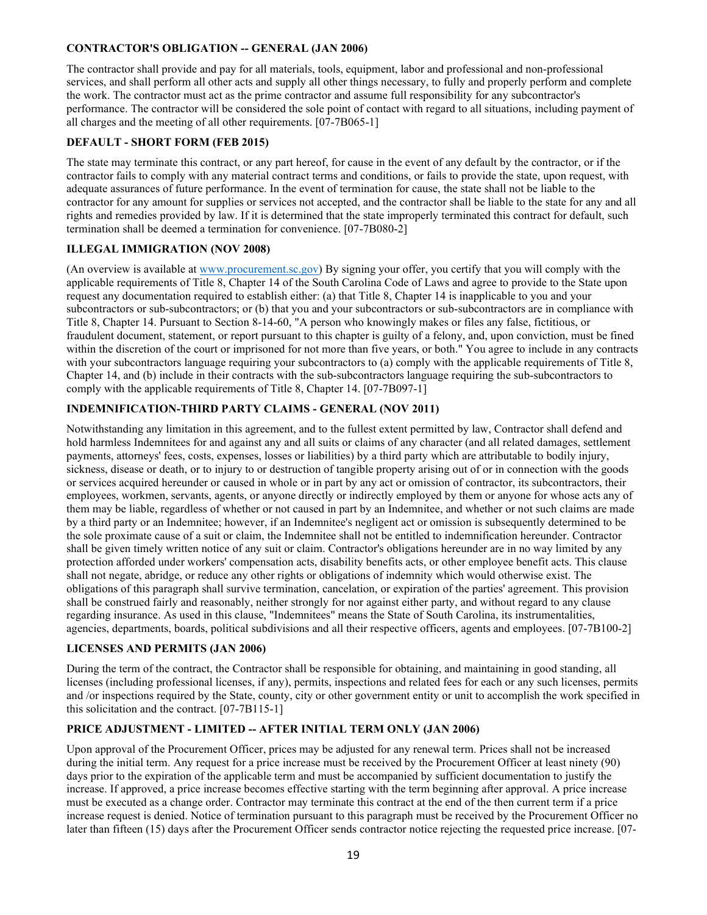**CONTRACTOR'S OBLIGATION -- GENERAL (JAN 2006)**

The contractor shall provide and pay for all materials, tools, equipment, labor and professional and non-professional services, and shall perform all other acts and supply all other things necessary, to fully and properly perform and complete the work. The contractor must act as the prime contractor and assume full responsibility for any subcontractor's performance. The contractor will be considered the sole point of contact with regard to all situations, including payment of all charges and the meeting of all other requirements. [07-7B065-1]

**DEFAULT - SHORT FORM (FEB 2015)**

The state may terminate this contract, or any part hereof, for cause in the event of any default by the contractor, or if the contractor fails to comply with any material contract terms and conditions, or fails to provide the state, upon request, with adequate assurances of future performance. In the event of termination for cause, the state shall not be liable to the contractor for any amount for supplies or services not accepted, and the contractor shall be liable to the state for any and all rights and remedies provided by law. If it is determined that the state improperly terminated this contract for default, such termination shall be deemed a termination for convenience. [07-7B080-2]

**ILLEGAL IMMIGRATION (NOV 2008)**

(An overview is available at www.procurement.sc.gov) By signing your offer, you certify that you will comply with the applicable requirements of Title 8, Chapter 14 of the South Carolina Code of Laws and agree to provide to the State upon request any documentation required to establish either: (a) that Title 8, Chapter 14 is inapplicable to you and your subcontractors or sub-subcontractors; or (b) that you and your subcontractors or sub-subcontractors are in compliance with Title 8, Chapter 14. Pursuant to Section 8-14-60, "A person who knowingly makes or files any false, fictitious, or fraudulent document, statement, or report pursuant to this chapter is guilty of a felony, and, upon conviction, must be fined within the discretion of the court or imprisoned for not more than five years, or both." You agree to include in any contracts with your subcontractors language requiring your subcontractors to (a) comply with the applicable requirements of Title 8, Chapter 14, and (b) include in their contracts with the sub-subcontractors language requiring the sub-subcontractors to comply with the applicable requirements of Title 8, Chapter 14. [07-7B097-1]

**INDEMNIFICATION-THIRD PARTY CLAIMS - GENERAL (NOV 2011)**

Notwithstanding any limitation in this agreement, and to the fullest extent permitted by law, Contractor shall defend and hold harmless Indemnitees for and against any and all suits or claims of any character (and all related damages, settlement payments, attorneys' fees, costs, expenses, losses or liabilities) by a third party which are attributable to bodily injury, sickness, disease or death, or to injury to or destruction of tangible property arising out of or in connection with the goods or services acquired hereunder or caused in whole or in part by any act or omission of contractor, its subcontractors, their employees, workmen, servants, agents, or anyone directly or indirectly employed by them or anyone for whose acts any of them may be liable, regardless of whether or not caused in part by an Indemnitee, and whether or not such claims are made by a third party or an Indemnitee; however, if an Indemnitee's negligent act or omission is subsequently determined to be the sole proximate cause of a suit or claim, the Indemnitee shall not be entitled to indemnification hereunder. Contractor shall be given timely written notice of any suit or claim. Contractor's obligations hereunder are in no way limited by any protection afforded under workers' compensation acts, disability benefits acts, or other employee benefit acts. This clause shall not negate, abridge, or reduce any other rights or obligations of indemnity which would otherwise exist. The obligations of this paragraph shall survive termination, cancelation, or expiration of the parties' agreement. This provision shall be construed fairly and reasonably, neither strongly for nor against either party, and without regard to any clause regarding insurance. As used in this clause, "Indemnitees" means the State of South Carolina, its instrumentalities, agencies, departments, boards, political subdivisions and all their respective officers, agents and employees. [07-7B100-2]

**LICENSES AND PERMITS (JAN 2006)**

During the term of the contract, the Contractor shall be responsible for obtaining, and maintaining in good standing, all licenses (including professional licenses, if any), permits, inspections and related fees for each or any such licenses, permits and /or inspections required by the State, county, city or other government entity or unit to accomplish the work specified in this solicitation and the contract. [07-7B115-1]

**PRICE ADJUSTMENT - LIMITED -- AFTER INITIAL TERM ONLY (JAN 2006)**

Upon approval of the Procurement Officer, prices may be adjusted for any renewal term. Prices shall not be increased during the initial term. Any request for a price increase must be received by the Procurement Officer at least ninety (90) days prior to the expiration of the applicable term and must be accompanied by sufficient documentation to justify the increase. If approved, a price increase becomes effective starting with the term beginning after approval. A price increase must be executed as a change order. Contractor may terminate this contract at the end of the then current term if a price increase request is denied. Notice of termination pursuant to this paragraph must be received by the Procurement Officer no later than fifteen (15) days after the Procurement Officer sends contractor notice rejecting the requested price increase. [07-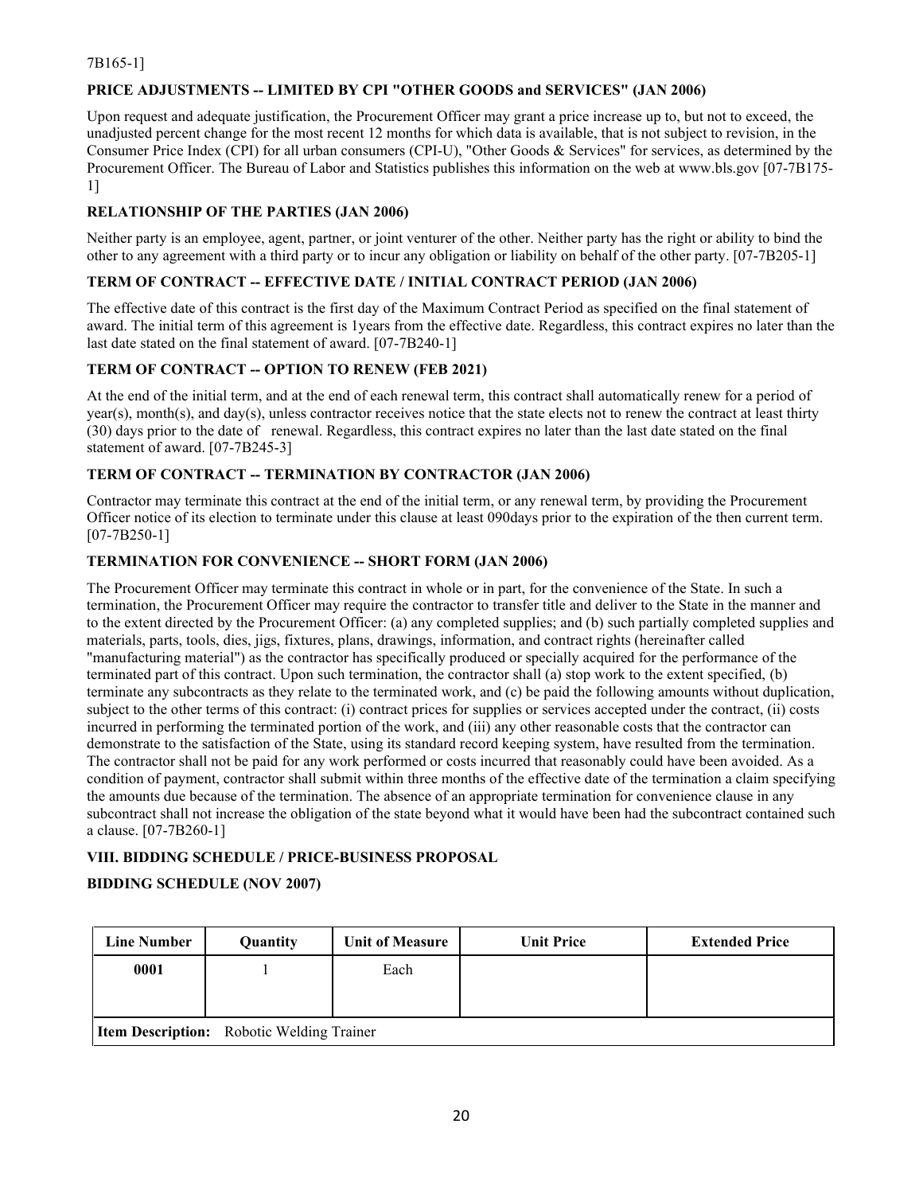7B165-1]

**PRICE ADJUSTMENTS -- LIMITED BY CPI "OTHER GOODS and SERVICES" (JAN 2006)**

Upon request and adequate justification, the Procurement Officer may grant a price increase up to, but not to exceed, the unadjusted percent change for the most recent 12 months for which data is available, that is not subject to revision, in the Consumer Price Index (CPI) for all urban consumers (CPI-U), "Other Goods & Services" for services, as determined by the Procurement Officer. The Bureau of Labor and Statistics publishes this information on the web at www.bls.gov [07-7B175-1]

**RELATIONSHIP OF THE PARTIES (JAN 2006)**

Neither party is an employee, agent, partner, or joint venturer of the other. Neither party has the right or ability to bind the other to any agreement with a third party or to incur any obligation or liability on behalf of the other party. [07-7B205-1]

**TERM OF CONTRACT -- EFFECTIVE DATE / INITIAL CONTRACT PERIOD (JAN 2006)**

The effective date of this contract is the first day of the Maximum Contract Period as specified on the final statement of award. The initial term of this agreement is 1years from the effective date. Regardless, this contract expires no later than the last date stated on the final statement of award. [07-7B240-1]

**TERM OF CONTRACT -- OPTION TO RENEW (FEB 2021)**

At the end of the initial term, and at the end of each renewal term, this contract shall automatically renew for a period of year(s), month(s), and day(s), unless contractor receives notice that the state elects not to renew the contract at least thirty (30) days prior to the date of renewal. Regardless, this contract expires no later than the last date stated on the final statement of award. [07-7B245-3]

**TERM OF CONTRACT -- TERMINATION BY CONTRACTOR (JAN 2006)**

Contractor may terminate this contract at the end of the initial term, or any renewal term, by providing the Procurement Officer notice of its election to terminate under this clause at least 090days prior to the expiration of the then current term. [07-7B250-1]

**TERMINATION FOR CONVENIENCE -- SHORT FORM (JAN 2006)**

The Procurement Officer may terminate this contract in whole or in part, for the convenience of the State. In such a termination, the Procurement Officer may require the contractor to transfer title and deliver to the State in the manner and to the extent directed by the Procurement Officer: (a) any completed supplies; and (b) such partially completed supplies and materials, parts, tools, dies, jigs, fixtures, plans, drawings, information, and contract rights (hereinafter called "manufacturing material") as the contractor has specifically produced or specially acquired for the performance of the terminated part of this contract. Upon such termination, the contractor shall (a) stop work to the extent specified, (b) terminate any subcontracts as they relate to the terminated work, and (c) be paid the following amounts without duplication, subject to the other terms of this contract: (i) contract prices for supplies or services accepted under the contract, (ii) costs incurred in performing the terminated portion of the work, and (iii) any other reasonable costs that the contractor can demonstrate to the satisfaction of the State, using its standard record keeping system, have resulted from the termination. The contractor shall not be paid for any work performed or costs incurred that reasonably could have been avoided. As a condition of payment, contractor shall submit within three months of the effective date of the termination a claim specifying the amounts due because of the termination. The absence of an appropriate termination for convenience clause in any subcontract shall not increase the obligation of the state beyond what it would have been had the subcontract contained such a clause. [07-7B260-1]

## VIII. BIDDING SCHEDULE / PRICE-BUSINESS PROPOSAL

**BIDDING SCHEDULE (NOV 2007)**

| Line Number | Quantity | Unit of Measure | Unit Price | Extended Price |
|---|---|---|---|---|
| 0001 | 1 | Each | | |
| **Item Description:** Robotic Welding Trainer | | | | |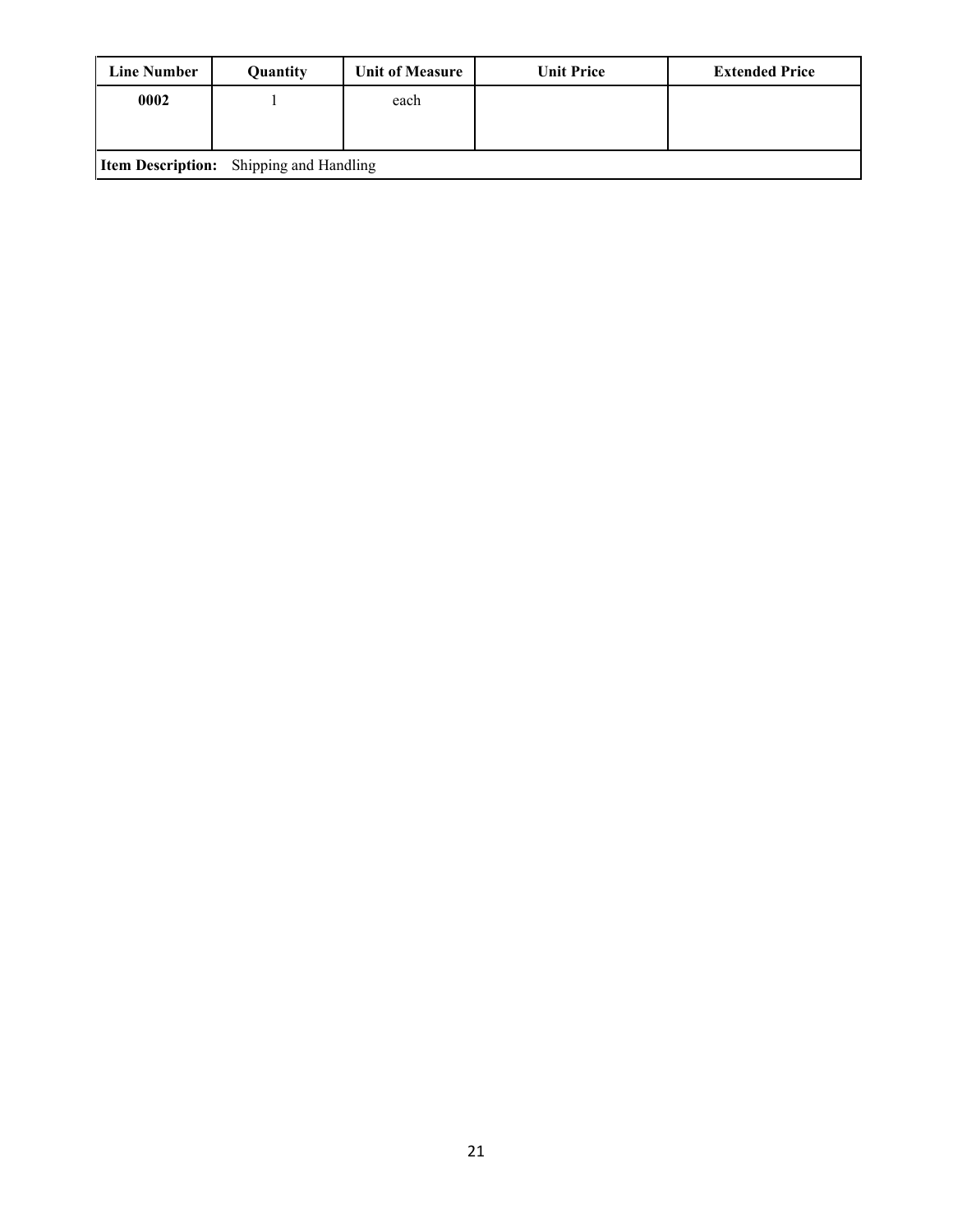| Line Number | Quantity | Unit of Measure | Unit Price | Extended Price |
|---|---|---|---|---|
| **0002** | 1 | each | | |
| **Item Description:** Shipping and Handling | | | | |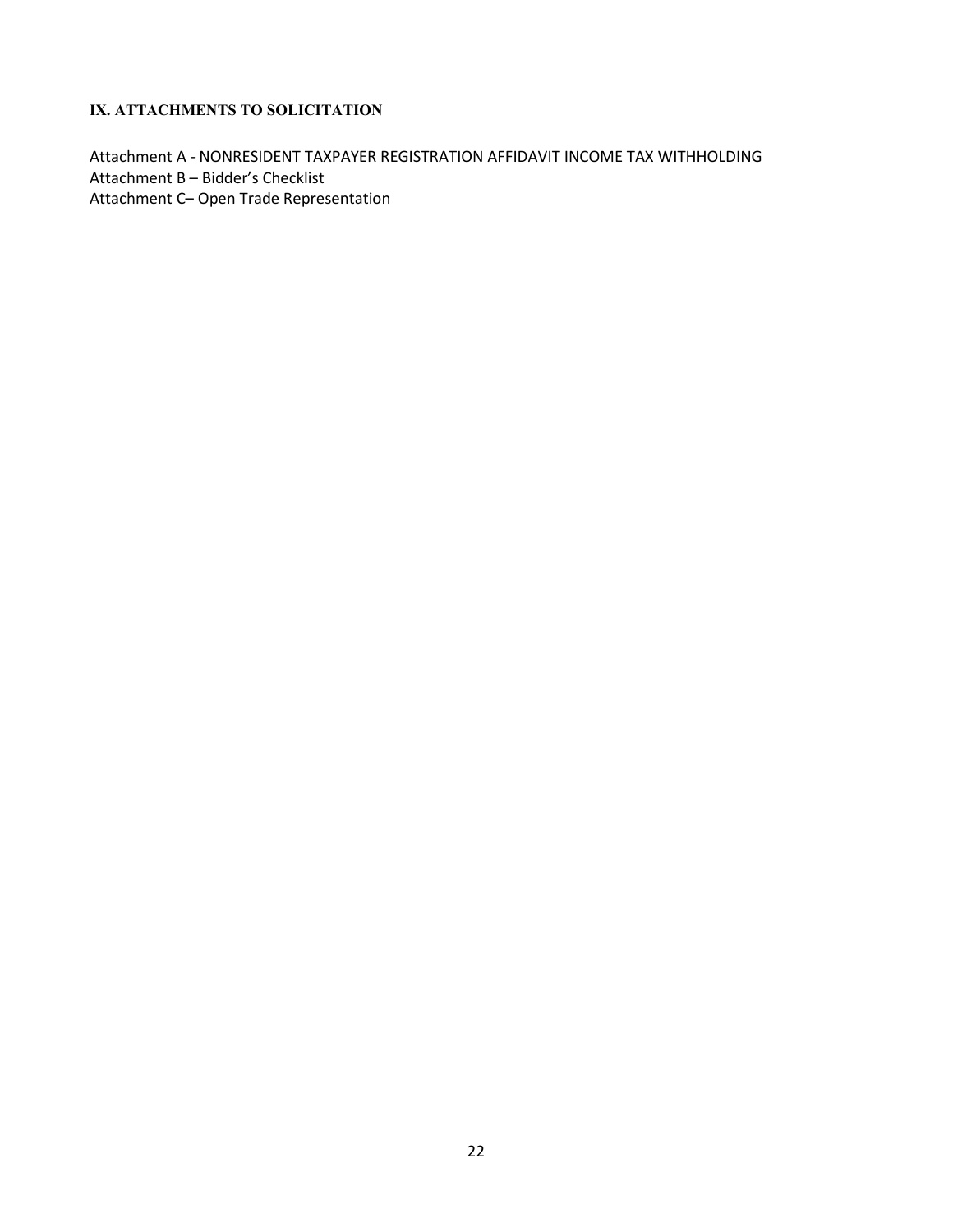## IX. ATTACHMENTS TO SOLICITATION

Attachment A - NONRESIDENT TAXPAYER REGISTRATION AFFIDAVIT INCOME TAX WITHHOLDING
Attachment B – Bidder's Checklist
Attachment C– Open Trade Representation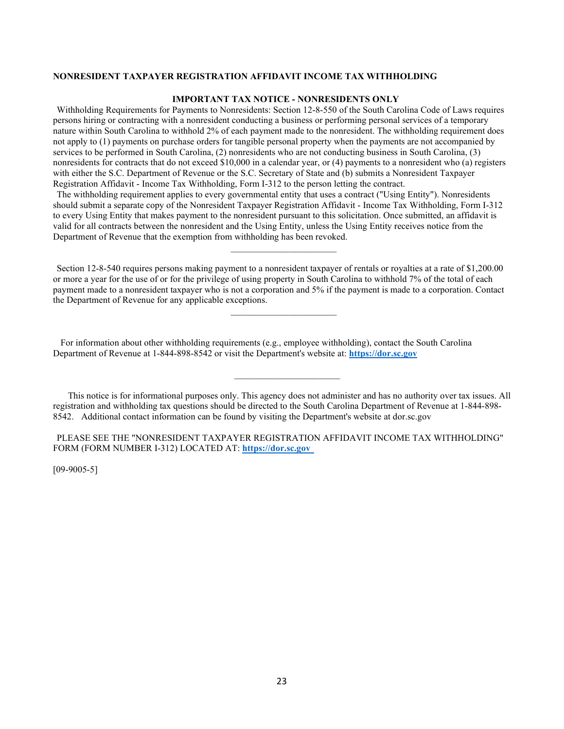**NONRESIDENT TAXPAYER REGISTRATION AFFIDAVIT INCOME TAX WITHHOLDING**

**IMPORTANT TAX NOTICE - NONRESIDENTS ONLY**

Withholding Requirements for Payments to Nonresidents: Section 12-8-550 of the South Carolina Code of Laws requires persons hiring or contracting with a nonresident conducting a business or performing personal services of a temporary nature within South Carolina to withhold 2% of each payment made to the nonresident. The withholding requirement does not apply to (1) payments on purchase orders for tangible personal property when the payments are not accompanied by services to be performed in South Carolina, (2) nonresidents who are not conducting business in South Carolina, (3) nonresidents for contracts that do not exceed $10,000 in a calendar year, or (4) payments to a nonresident who (a) registers with either the S.C. Department of Revenue or the S.C. Secretary of State and (b) submits a Nonresident Taxpayer Registration Affidavit - Income Tax Withholding, Form I-312 to the person letting the contract.

The withholding requirement applies to every governmental entity that uses a contract ("Using Entity"). Nonresidents should submit a separate copy of the Nonresident Taxpayer Registration Affidavit - Income Tax Withholding, Form I-312 to every Using Entity that makes payment to the nonresident pursuant to this solicitation. Once submitted, an affidavit is valid for all contracts between the nonresident and the Using Entity, unless the Using Entity receives notice from the Department of Revenue that the exemption from withholding has been revoked.

---

Section 12-8-540 requires persons making payment to a nonresident taxpayer of rentals or royalties at a rate of $1,200.00 or more a year for the use of or for the privilege of using property in South Carolina to withhold 7% of the total of each payment made to a nonresident taxpayer who is not a corporation and 5% if the payment is made to a corporation. Contact the Department of Revenue for any applicable exceptions.

---

For information about other withholding requirements (e.g., employee withholding), contact the South Carolina Department of Revenue at 1-844-898-8542 or visit the Department's website at: **https://dor.sc.gov**

---

This notice is for informational purposes only. This agency does not administer and has no authority over tax issues. All registration and withholding tax questions should be directed to the South Carolina Department of Revenue at 1-844-898-8542. Additional contact information can be found by visiting the Department's website at dor.sc.gov

PLEASE SEE THE "NONRESIDENT TAXPAYER REGISTRATION AFFIDAVIT INCOME TAX WITHHOLDING" FORM (FORM NUMBER I-312) LOCATED AT: **https://dor.sc.gov**

[09-9005-5]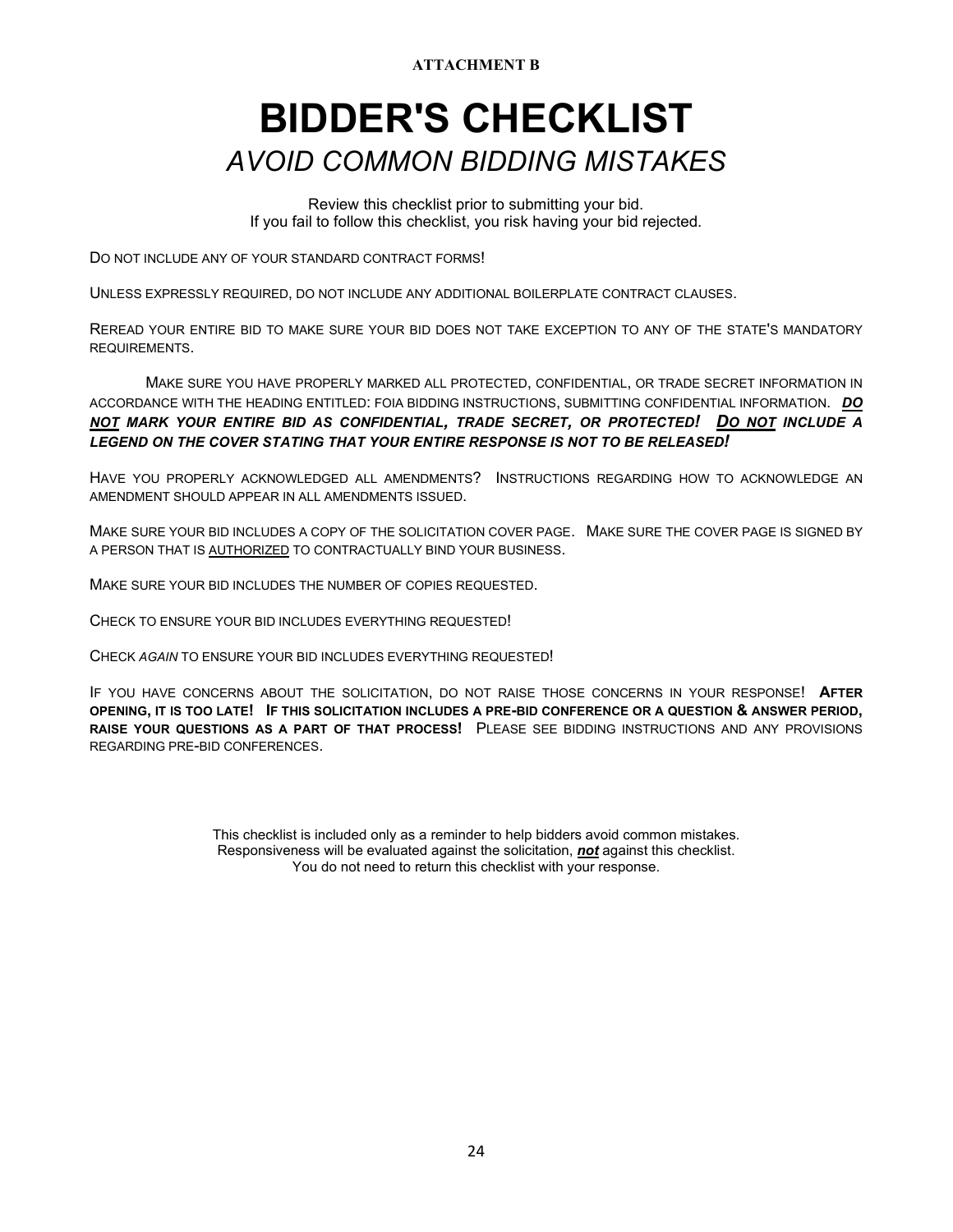**ATTACHMENT B**

# BIDDER'S CHECKLIST

## *AVOID COMMON BIDDING MISTAKES*

Review this checklist prior to submitting your bid.
If you fail to follow this checklist, you risk having your bid rejected.

DO NOT INCLUDE ANY OF YOUR STANDARD CONTRACT FORMS!

UNLESS EXPRESSLY REQUIRED, DO NOT INCLUDE ANY ADDITIONAL BOILERPLATE CONTRACT CLAUSES.

REREAD YOUR ENTIRE BID TO MAKE SURE YOUR BID DOES NOT TAKE EXCEPTION TO ANY OF THE STATE'S MANDATORY REQUIREMENTS.

MAKE SURE YOU HAVE PROPERLY MARKED ALL PROTECTED, CONFIDENTIAL, OR TRADE SECRET INFORMATION IN ACCORDANCE WITH THE HEADING ENTITLED: FOIA BIDDING INSTRUCTIONS, SUBMITTING CONFIDENTIAL INFORMATION. ***DO NOT MARK YOUR ENTIRE BID AS CONFIDENTIAL, TRADE SECRET, OR PROTECTED! DO NOT INCLUDE A LEGEND ON THE COVER STATING THAT YOUR ENTIRE RESPONSE IS NOT TO BE RELEASED!***

HAVE YOU PROPERLY ACKNOWLEDGED ALL AMENDMENTS? INSTRUCTIONS REGARDING HOW TO ACKNOWLEDGE AN AMENDMENT SHOULD APPEAR IN ALL AMENDMENTS ISSUED.

MAKE SURE YOUR BID INCLUDES A COPY OF THE SOLICITATION COVER PAGE. MAKE SURE THE COVER PAGE IS SIGNED BY A PERSON THAT IS AUTHORIZED TO CONTRACTUALLY BIND YOUR BUSINESS.

MAKE SURE YOUR BID INCLUDES THE NUMBER OF COPIES REQUESTED.

CHECK TO ENSURE YOUR BID INCLUDES EVERYTHING REQUESTED!

CHECK *AGAIN* TO ENSURE YOUR BID INCLUDES EVERYTHING REQUESTED!

IF YOU HAVE CONCERNS ABOUT THE SOLICITATION, DO NOT RAISE THOSE CONCERNS IN YOUR RESPONSE! **AFTER OPENING, IT IS TOO LATE! IF THIS SOLICITATION INCLUDES A PRE-BID CONFERENCE OR A QUESTION & ANSWER PERIOD, RAISE YOUR QUESTIONS AS A PART OF THAT PROCESS!** PLEASE SEE BIDDING INSTRUCTIONS AND ANY PROVISIONS REGARDING PRE-BID CONFERENCES.

This checklist is included only as a reminder to help bidders avoid common mistakes.
Responsiveness will be evaluated against the solicitation, ***not*** against this checklist.
You do not need to return this checklist with your response.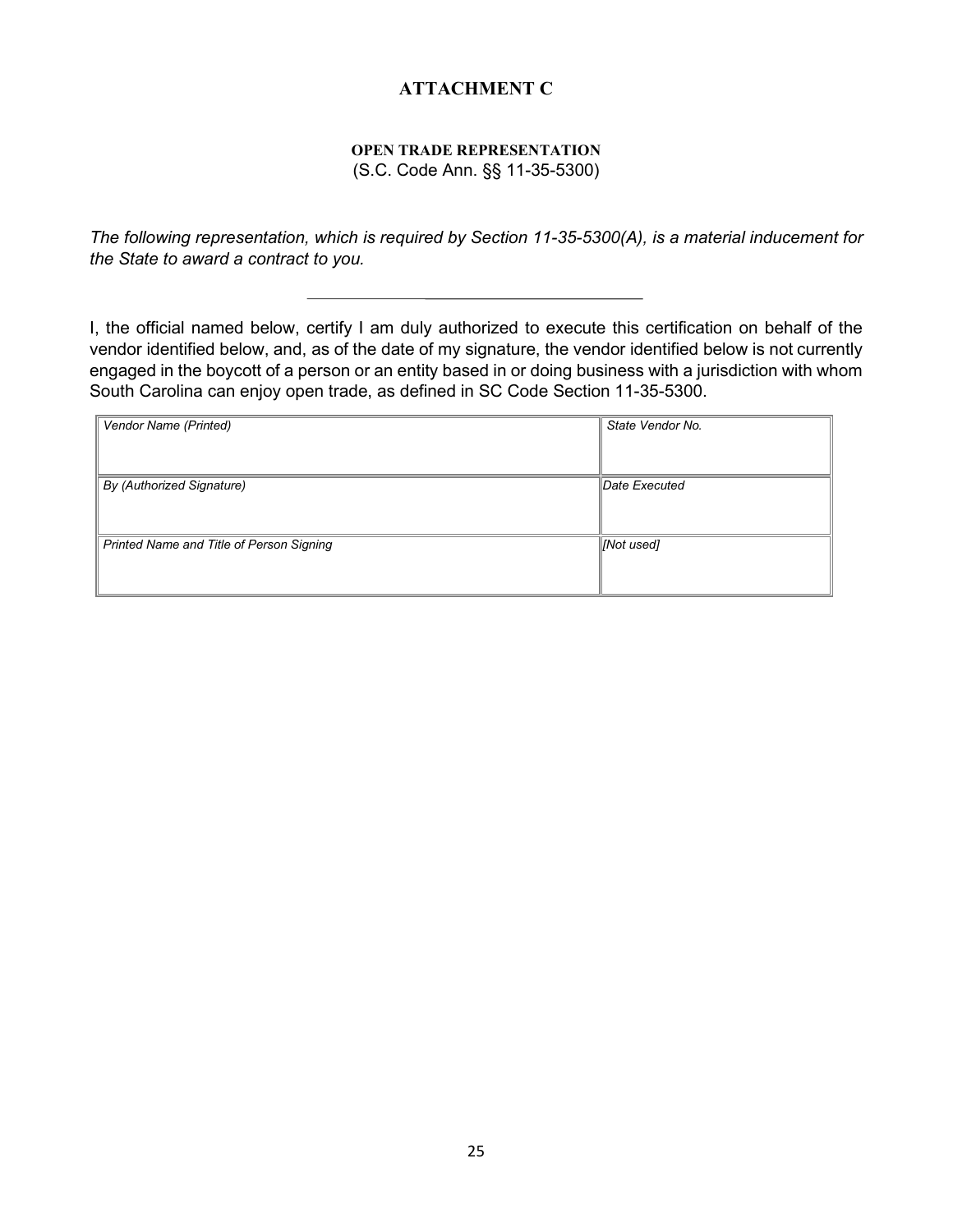# ATTACHMENT C

## OPEN TRADE REPRESENTATION

(S.C. Code Ann. §§ 11-35-5300)

*The following representation, which is required by Section 11-35-5300(A), is a material inducement for the State to award a contract to you.*

---

I, the official named below, certify I am duly authorized to execute this certification on behalf of the vendor identified below, and, as of the date of my signature, the vendor identified below is not currently engaged in the boycott of a person or an entity based in or doing business with a jurisdiction with whom South Carolina can enjoy open trade, as defined in SC Code Section 11-35-5300.

| | |
|---|---|
| *Vendor Name (Printed)* | *State Vendor No.* |
| *By (Authorized Signature)* | *Date Executed* |
| *Printed Name and Title of Person Signing* | *[Not used]* |